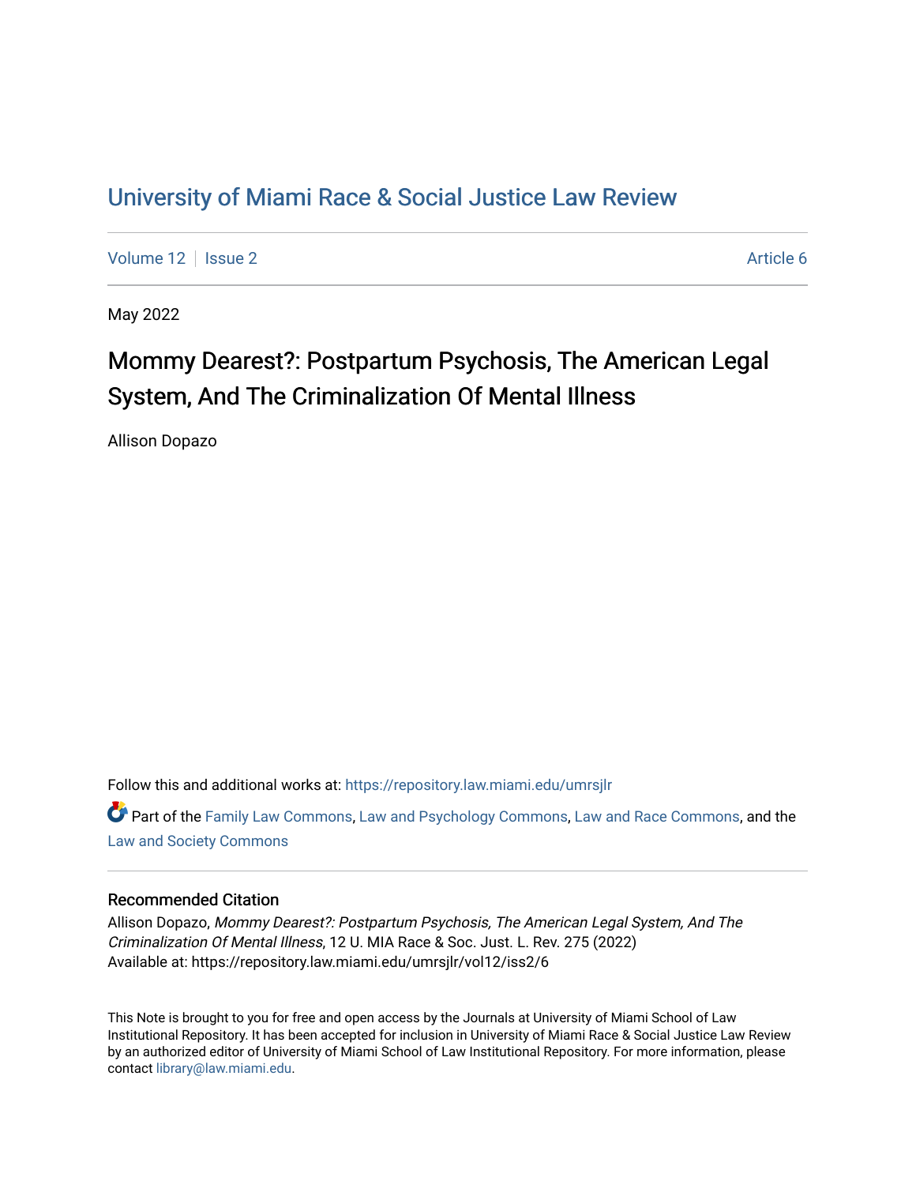# University of Miami Race & Social Justice Law Review

Volume 12 | Issue 2 | Article 6

May 2022

## Mommy Dearest?: Postpartum Psychosis, The American Legal System, And The Criminalization Of Mental Illness

Allison Dopazo

Follow this and additional works at: https://repository.law.miami.edu/umrsjlr

Part of the Family Law Commons, Law and Psychology Commons, Law and Race Commons, and the Law and Society Commons

### Recommended Citation

Allison Dopazo, *Mommy Dearest?: Postpartum Psychosis, The American Legal System, And The Criminalization Of Mental Illness*, 12 U. MIA Race & Soc. Just. L. Rev. 275 (2022)
Available at: https://repository.law.miami.edu/umrsjlr/vol12/iss2/6

This Note is brought to you for free and open access by the Journals at University of Miami School of Law Institutional Repository. It has been accepted for inclusion in University of Miami Race & Social Justice Law Review by an authorized editor of University of Miami School of Law Institutional Repository. For more information, please contact library@law.miami.edu.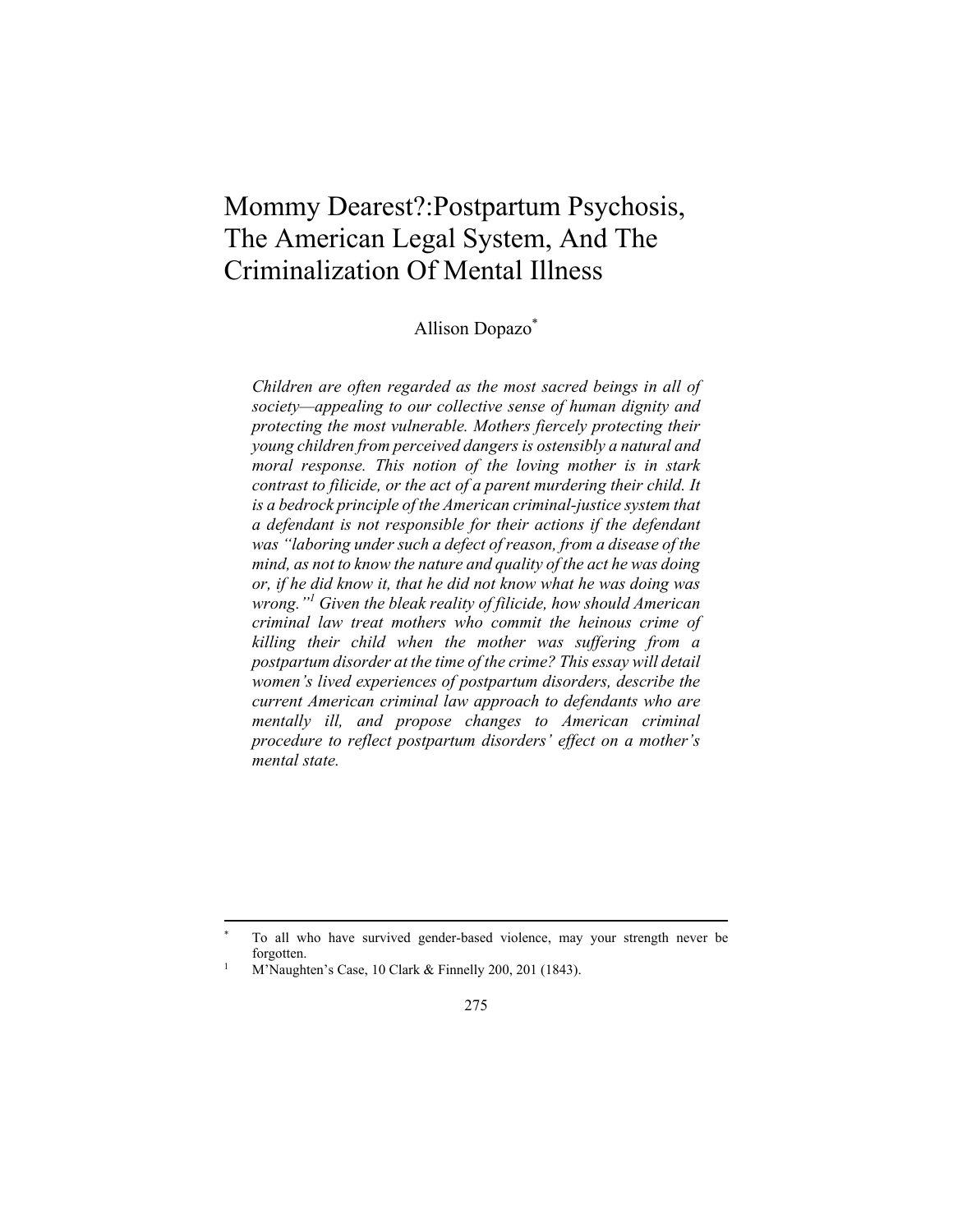# Mommy Dearest?:Postpartum Psychosis, The American Legal System, And The Criminalization Of Mental Illness

Allison Dopazo[*]

*Children are often regarded as the most sacred beings in all of society—appealing to our collective sense of human dignity and protecting the most vulnerable. Mothers fiercely protecting their young children from perceived dangers is ostensibly a natural and moral response. This notion of the loving mother is in stark contrast to filicide, or the act of a parent murdering their child. It is a bedrock principle of the American criminal-justice system that a defendant is not responsible for their actions if the defendant was "laboring under such a defect of reason, from a disease of the mind, as not to know the nature and quality of the act he was doing or, if he did know it, that he did not know what he was doing was wrong."[1] Given the bleak reality of filicide, how should American criminal law treat mothers who commit the heinous crime of killing their child when the mother was suffering from a postpartum disorder at the time of the crime? This essay will detail women's lived experiences of postpartum disorders, describe the current American criminal law approach to defendants who are mentally ill, and propose changes to American criminal procedure to reflect postpartum disorders' effect on a mother's mental state.*

---

[*] To all who have survived gender-based violence, may your strength never be forgotten.

[1] M'Naughten's Case, 10 Clark & Finnelly 200, 201 (1843).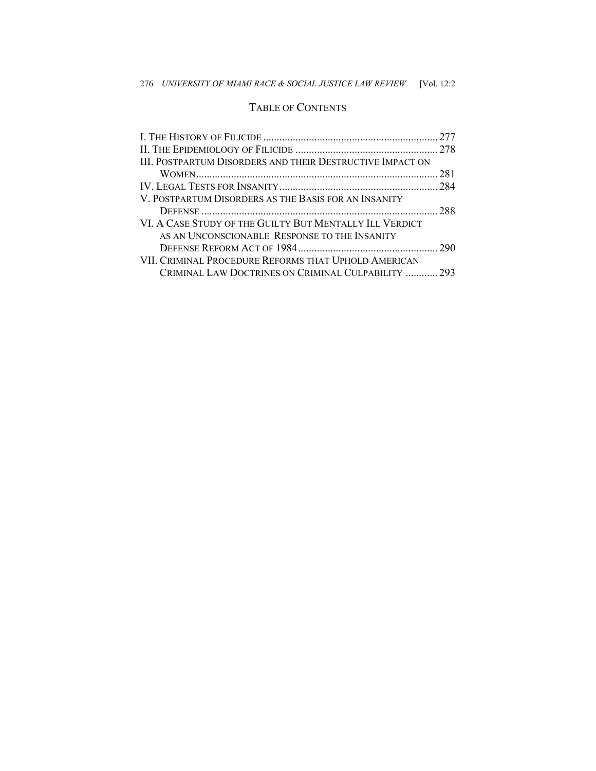## Table of Contents

I. The History of Filicide ................................................................ 277
II. The Epidemiology of Filicide ..................................................... 278
III. Postpartum Disorders and their Destructive Impact on Women ......................................................................................... 281
IV. Legal Tests for Insanity ........................................................... 284
V. Postpartum Disorders as the Basis for an Insanity Defense ........................................................................................ 288
VI. A Case Study of the Guilty But Mentally Ill Verdict as an Unconscionable Response to the Insanity Defense Reform Act of 1984 .................................................... 290
VII. Criminal Procedure Reforms that Uphold American Criminal Law Doctrines on Criminal Culpability ............ 293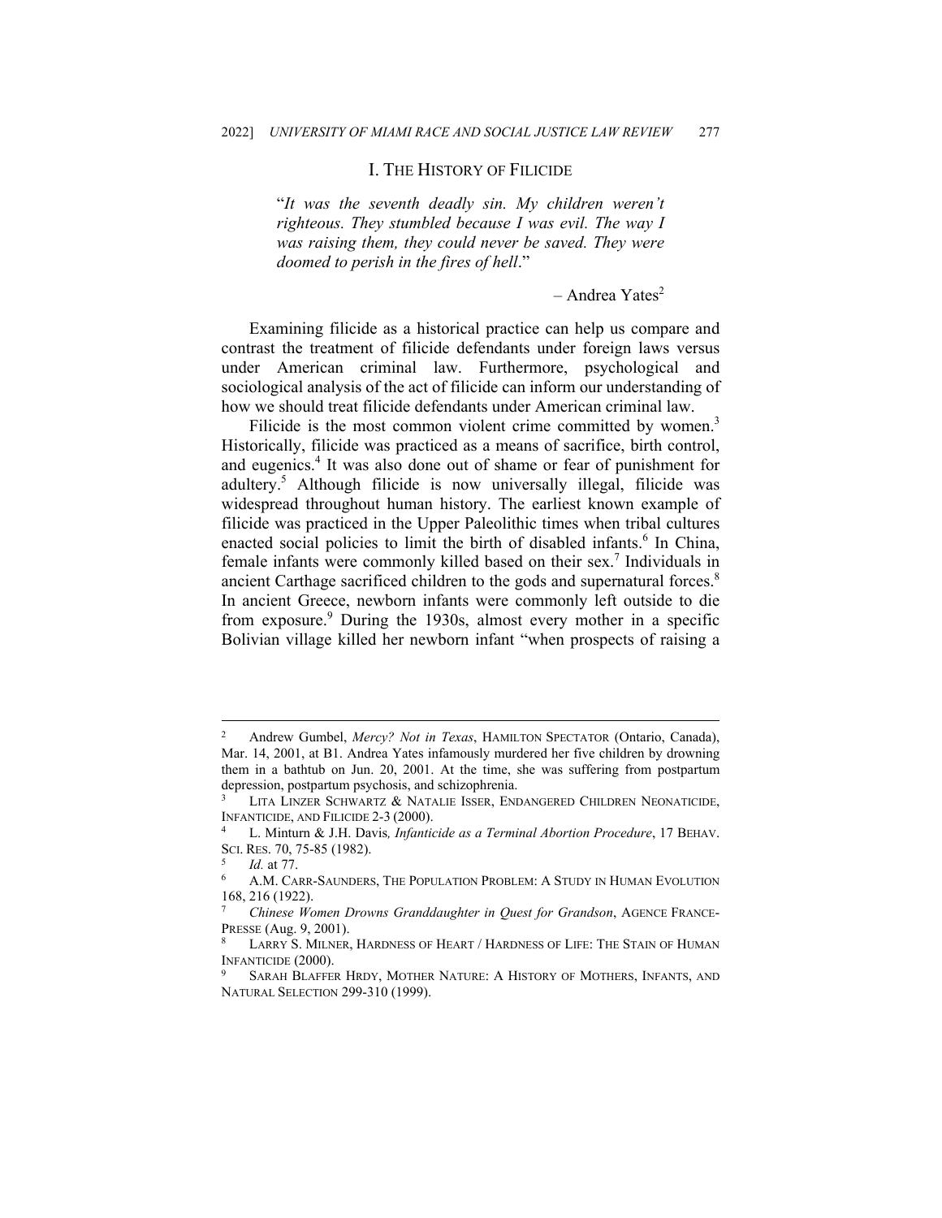## I. The History of Filicide

> "*It was the seventh deadly sin. My children weren't righteous. They stumbled because I was evil. The way I was raising them, they could never be saved. They were doomed to perish in the fires of hell*."
>
> – Andrea Yates[2]

Examining filicide as a historical practice can help us compare and contrast the treatment of filicide defendants under foreign laws versus under American criminal law. Furthermore, psychological and sociological analysis of the act of filicide can inform our understanding of how we should treat filicide defendants under American criminal law.

Filicide is the most common violent crime committed by women.[3] Historically, filicide was practiced as a means of sacrifice, birth control, and eugenics.[4] It was also done out of shame or fear of punishment for adultery.[5] Although filicide is now universally illegal, filicide was widespread throughout human history. The earliest known example of filicide was practiced in the Upper Paleolithic times when tribal cultures enacted social policies to limit the birth of disabled infants.[6] In China, female infants were commonly killed based on their sex.[7] Individuals in ancient Carthage sacrificed children to the gods and supernatural forces.[8] In ancient Greece, newborn infants were commonly left outside to die from exposure.[9] During the 1930s, almost every mother in a specific Bolivian village killed her newborn infant "when prospects of raising a

---

[2] Andrew Gumbel, *Mercy? Not in Texas*, HAMILTON SPECTATOR (Ontario, Canada), Mar. 14, 2001, at B1. Andrea Yates infamously murdered her five children by drowning them in a bathtub on Jun. 20, 2001. At the time, she was suffering from postpartum depression, postpartum psychosis, and schizophrenia.

[3] LITA LINZER SCHWARTZ & NATALIE ISSER, ENDANGERED CHILDREN NEONATICIDE, INFANTICIDE, AND FILICIDE 2-3 (2000).

[4] L. Minturn & J.H. Davis*, Infanticide as a Terminal Abortion Procedure*, 17 BEHAV. SCI. RES. 70, 75-85 (1982).

[5] *Id.* at 77.

[6] A.M. CARR-SAUNDERS, THE POPULATION PROBLEM: A STUDY IN HUMAN EVOLUTION 168, 216 (1922).

[7] *Chinese Women Drowns Granddaughter in Quest for Grandson*, AGENCE FRANCE-PRESSE (Aug. 9, 2001).

[8] LARRY S. MILNER, HARDNESS OF HEART / HARDNESS OF LIFE: THE STAIN OF HUMAN INFANTICIDE (2000).

[9] SARAH BLAFFER HRDY, MOTHER NATURE: A HISTORY OF MOTHERS, INFANTS, AND NATURAL SELECTION 299-310 (1999).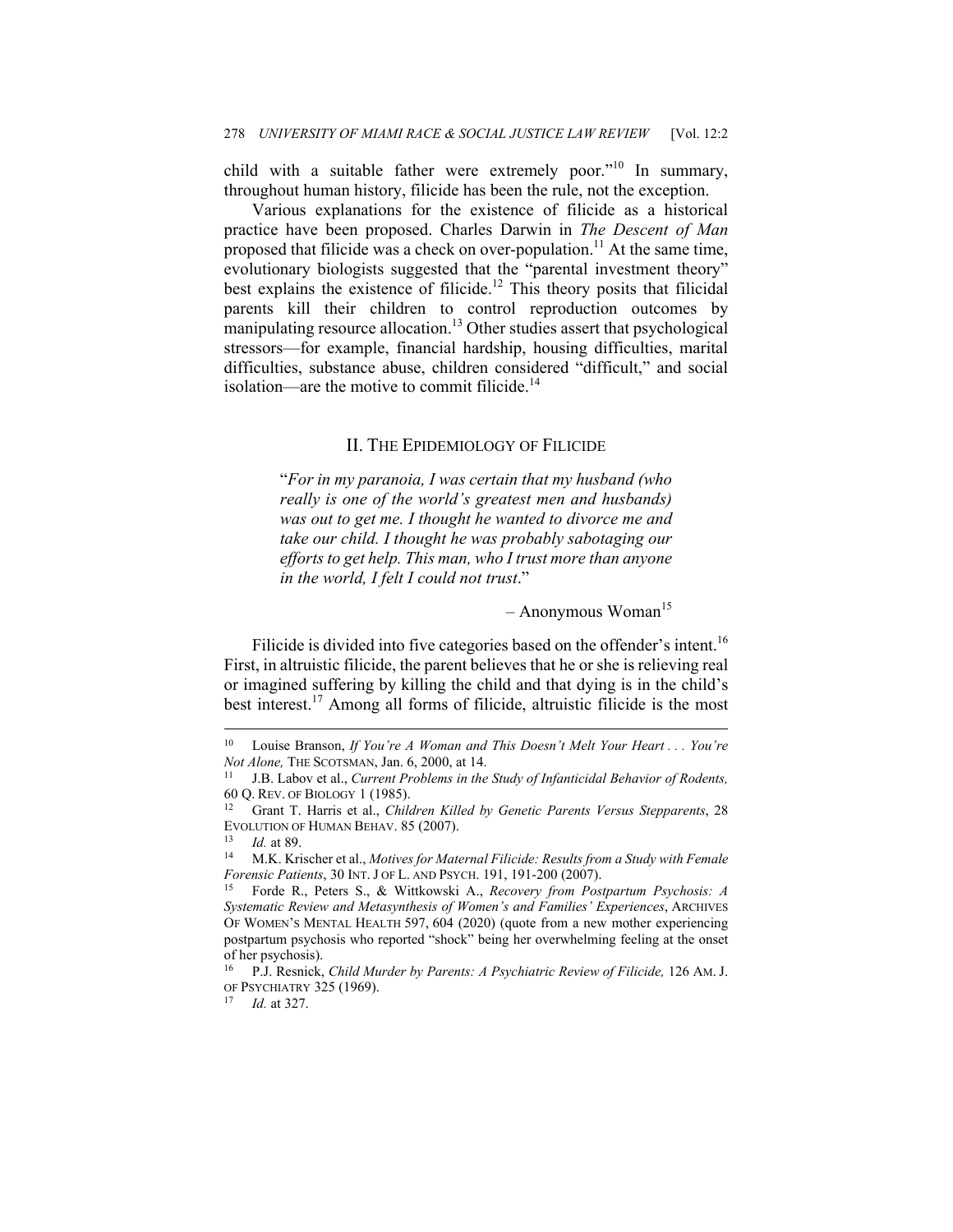child with a suitable father were extremely poor."[10] In summary, throughout human history, filicide has been the rule, not the exception.

Various explanations for the existence of filicide as a historical practice have been proposed. Charles Darwin in *The Descent of Man* proposed that filicide was a check on over-population.[11] At the same time, evolutionary biologists suggested that the "parental investment theory" best explains the existence of filicide.[12] This theory posits that filicidal parents kill their children to control reproduction outcomes by manipulating resource allocation.[13] Other studies assert that psychological stressors—for example, financial hardship, housing difficulties, marital difficulties, substance abuse, children considered "difficult," and social isolation—are the motive to commit filicide.[14]

## II. The Epidemiology of Filicide

> "*For in my paranoia, I was certain that my husband (who really is one of the world's greatest men and husbands) was out to get me. I thought he wanted to divorce me and take our child. I thought he was probably sabotaging our efforts to get help. This man, who I trust more than anyone in the world, I felt I could not trust*."
>
> – Anonymous Woman[15]

Filicide is divided into five categories based on the offender's intent.[16] First, in altruistic filicide, the parent believes that he or she is relieving real or imagined suffering by killing the child and that dying is in the child's best interest.[17] Among all forms of filicide, altruistic filicide is the most

---

[10] Louise Branson, *If You're A Woman and This Doesn't Melt Your Heart . . . You're Not Alone,* The Scotsman, Jan. 6, 2000, at 14.

[11] J.B. Labov et al., *Current Problems in the Study of Infanticidal Behavior of Rodents,* 60 Q. Rev. of Biology 1 (1985).

[12] Grant T. Harris et al., *Children Killed by Genetic Parents Versus Stepparents*, 28 Evolution of Human Behav. 85 (2007).

[13] *Id.* at 89.

[14] M.K. Krischer et al., *Motives for Maternal Filicide: Results from a Study with Female Forensic Patients*, 30 Int. J of L. and Psych. 191, 191-200 (2007).

[15] Forde R., Peters S., & Wittkowski A., *Recovery from Postpartum Psychosis: A Systematic Review and Metasynthesis of Women's and Families' Experiences*, Archives Of Women's Mental Health 597, 604 (2020) (quote from a new mother experiencing postpartum psychosis who reported "shock" being her overwhelming feeling at the onset of her psychosis).

[16] P.J. Resnick, *Child Murder by Parents: A Psychiatric Review of Filicide,* 126 Am. J. of Psychiatry 325 (1969).

[17] *Id.* at 327.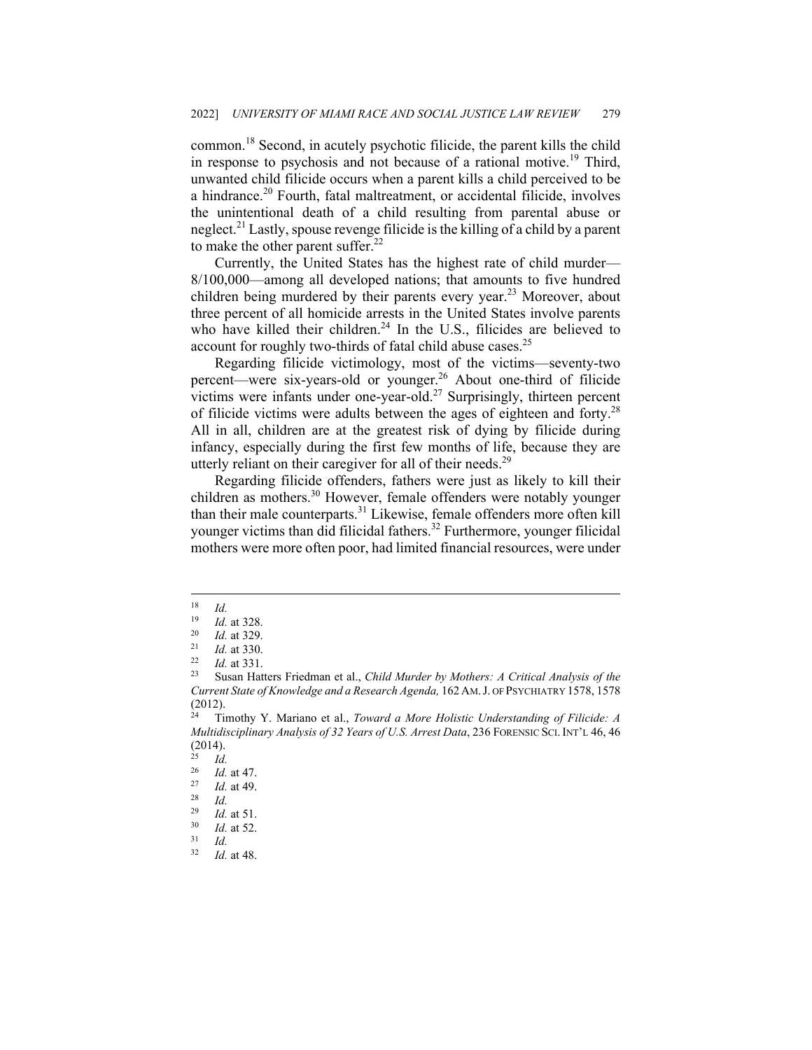common.[18] Second, in acutely psychotic filicide, the parent kills the child in response to psychosis and not because of a rational motive.[19] Third, unwanted child filicide occurs when a parent kills a child perceived to be a hindrance.[20] Fourth, fatal maltreatment, or accidental filicide, involves the unintentional death of a child resulting from parental abuse or neglect.[21] Lastly, spouse revenge filicide is the killing of a child by a parent to make the other parent suffer.[22]

Currently, the United States has the highest rate of child murder—8/100,000—among all developed nations; that amounts to five hundred children being murdered by their parents every year.[23] Moreover, about three percent of all homicide arrests in the United States involve parents who have killed their children.[24] In the U.S., filicides are believed to account for roughly two-thirds of fatal child abuse cases.[25]

Regarding filicide victimology, most of the victims—seventy-two percent—were six-years-old or younger.[26] About one-third of filicide victims were infants under one-year-old.[27] Surprisingly, thirteen percent of filicide victims were adults between the ages of eighteen and forty.[28] All in all, children are at the greatest risk of dying by filicide during infancy, especially during the first few months of life, because they are utterly reliant on their caregiver for all of their needs.[29]

Regarding filicide offenders, fathers were just as likely to kill their children as mothers.[30] However, female offenders were notably younger than their male counterparts.[31] Likewise, female offenders more often kill younger victims than did filicidal fathers.[32] Furthermore, younger filicidal mothers were more often poor, had limited financial resources, were under

---

[18] *Id.*

[19] *Id.* at 328.

[20] *Id.* at 329.

[21] *Id.* at 330.

[22] *Id.* at 331.

[23] Susan Hatters Friedman et al., *Child Murder by Mothers: A Critical Analysis of the Current State of Knowledge and a Research Agenda,* 162 AM. J. OF PSYCHIATRY 1578, 1578 (2012).

[24] Timothy Y. Mariano et al., *Toward a More Holistic Understanding of Filicide: A Multidisciplinary Analysis of 32 Years of U.S. Arrest Data*, 236 FORENSIC SCI. INT'L 46, 46 (2014).

[25] *Id.*

[26] *Id.* at 47.

[27] *Id.* at 49.

[28] *Id.*

[29] *Id.* at 51.

[30] *Id.* at 52.

[31] *Id.*

[32] *Id.* at 48.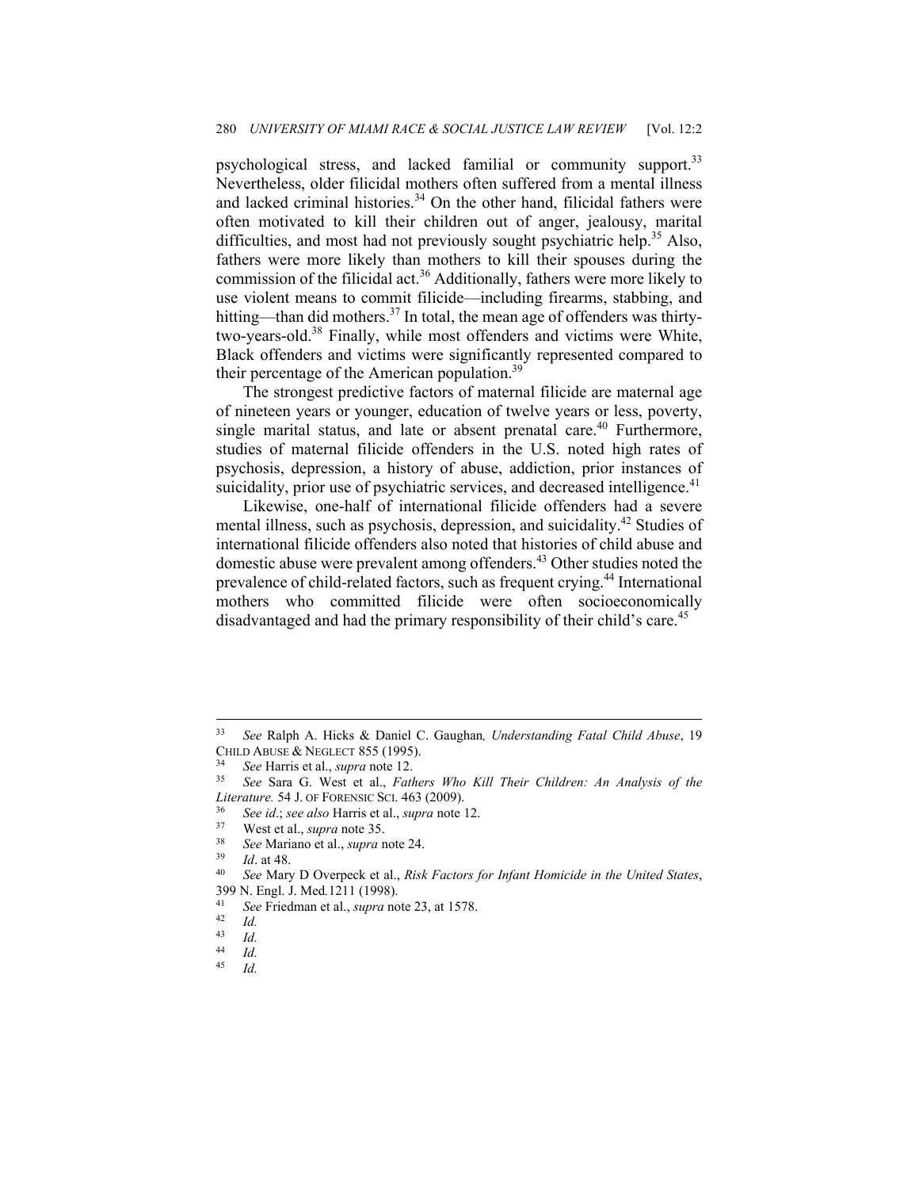psychological stress, and lacked familial or community support.[33] Nevertheless, older filicidal mothers often suffered from a mental illness and lacked criminal histories.[34] On the other hand, filicidal fathers were often motivated to kill their children out of anger, jealousy, marital difficulties, and most had not previously sought psychiatric help.[35] Also, fathers were more likely than mothers to kill their spouses during the commission of the filicidal act.[36] Additionally, fathers were more likely to use violent means to commit filicide—including firearms, stabbing, and hitting—than did mothers.[37] In total, the mean age of offenders was thirty-two-years-old.[38] Finally, while most offenders and victims were White, Black offenders and victims were significantly represented compared to their percentage of the American population.[39]

The strongest predictive factors of maternal filicide are maternal age of nineteen years or younger, education of twelve years or less, poverty, single marital status, and late or absent prenatal care.[40] Furthermore, studies of maternal filicide offenders in the U.S. noted high rates of psychosis, depression, a history of abuse, addiction, prior instances of suicidality, prior use of psychiatric services, and decreased intelligence.[41]

Likewise, one-half of international filicide offenders had a severe mental illness, such as psychosis, depression, and suicidality.[42] Studies of international filicide offenders also noted that histories of child abuse and domestic abuse were prevalent among offenders.[43] Other studies noted the prevalence of child-related factors, such as frequent crying.[44] International mothers who committed filicide were often socioeconomically disadvantaged and had the primary responsibility of their child's care.[45]

---

[33] *See* Ralph A. Hicks & Daniel C. Gaughan*, Understanding Fatal Child Abuse*, 19 CHILD ABUSE & NEGLECT 855 (1995).

[34] *See* Harris et al., *supra* note 12.

[35] *See* Sara G. West et al., *Fathers Who Kill Their Children: An Analysis of the Literature.* 54 J. OF FORENSIC SCI. 463 (2009).

[36] *See id*.; *see also* Harris et al., *supra* note 12.

[37] West et al., *supra* note 35.

[38] *See* Mariano et al., *supra* note 24.

[39] *Id*. at 48.

[40] *See* Mary D Overpeck et al., *Risk Factors for Infant Homicide in the United States*, 399 N. Engl. J. Med*.*1211 (1998).

[41] *See* Friedman et al., *supra* note 23, at 1578.

[42] *Id.*

[43] *Id.*

[44] *Id.*

[45] *Id.*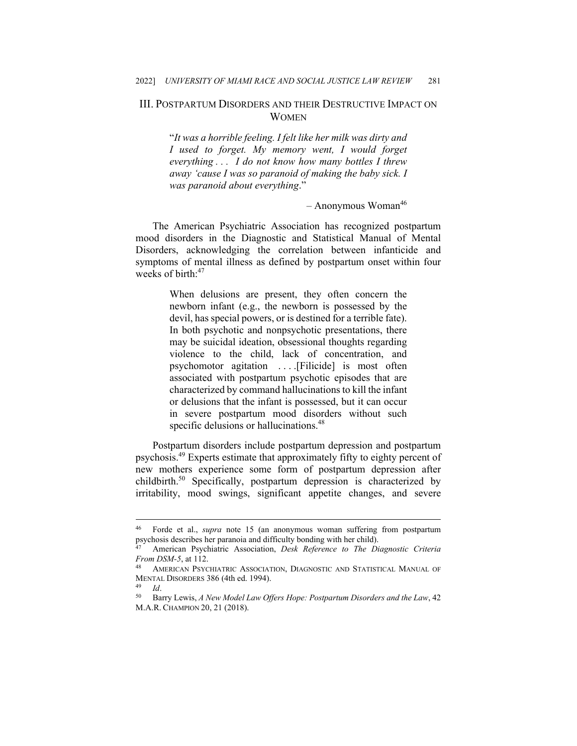## III. Postpartum Disorders and their Destructive Impact on Women

> "*It was a horrible feeling. I felt like her milk was dirty and I used to forget. My memory went, I would forget everything . . . I do not know how many bottles I threw away 'cause I was so paranoid of making the baby sick. I was paranoid about everything*."
>
> – Anonymous Woman[46]

The American Psychiatric Association has recognized postpartum mood disorders in the Diagnostic and Statistical Manual of Mental Disorders, acknowledging the correlation between infanticide and symptoms of mental illness as defined by postpartum onset within four weeks of birth:[47]

> When delusions are present, they often concern the newborn infant (e.g., the newborn is possessed by the devil, has special powers, or is destined for a terrible fate). In both psychotic and nonpsychotic presentations, there may be suicidal ideation, obsessional thoughts regarding violence to the child, lack of concentration, and psychomotor agitation . . . .[Filicide] is most often associated with postpartum psychotic episodes that are characterized by command hallucinations to kill the infant or delusions that the infant is possessed, but it can occur in severe postpartum mood disorders without such specific delusions or hallucinations.[48]

Postpartum disorders include postpartum depression and postpartum psychosis.[49] Experts estimate that approximately fifty to eighty percent of new mothers experience some form of postpartum depression after childbirth.[50] Specifically, postpartum depression is characterized by irritability, mood swings, significant appetite changes, and severe

---

[46] Forde et al., *supra* note 15 (an anonymous woman suffering from postpartum psychosis describes her paranoia and difficulty bonding with her child).

[47] American Psychiatric Association, *Desk Reference to The Diagnostic Criteria From DSM-5*, at 112.

[48] American Psychiatric Association, Diagnostic and Statistical Manual of Mental Disorders 386 (4th ed. 1994).

[49] *Id*.

[50] Barry Lewis, *A New Model Law Offers Hope: Postpartum Disorders and the Law*, 42 M.A.R. Champion 20, 21 (2018).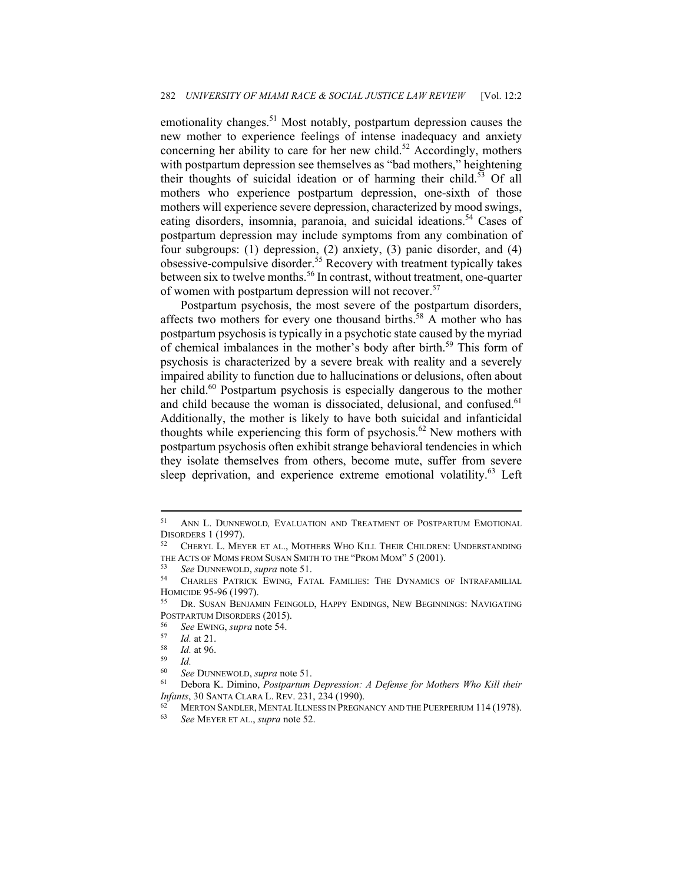emotionality changes.[51] Most notably, postpartum depression causes the new mother to experience feelings of intense inadequacy and anxiety concerning her ability to care for her new child.[52] Accordingly, mothers with postpartum depression see themselves as "bad mothers," heightening their thoughts of suicidal ideation or of harming their child.[53] Of all mothers who experience postpartum depression, one-sixth of those mothers will experience severe depression, characterized by mood swings, eating disorders, insomnia, paranoia, and suicidal ideations.[54] Cases of postpartum depression may include symptoms from any combination of four subgroups: (1) depression, (2) anxiety, (3) panic disorder, and (4) obsessive-compulsive disorder.[55] Recovery with treatment typically takes between six to twelve months.[56] In contrast, without treatment, one-quarter of women with postpartum depression will not recover.[57]

Postpartum psychosis, the most severe of the postpartum disorders, affects two mothers for every one thousand births.[58] A mother who has postpartum psychosis is typically in a psychotic state caused by the myriad of chemical imbalances in the mother's body after birth.[59] This form of psychosis is characterized by a severe break with reality and a severely impaired ability to function due to hallucinations or delusions, often about her child.[60] Postpartum psychosis is especially dangerous to the mother and child because the woman is dissociated, delusional, and confused.[61] Additionally, the mother is likely to have both suicidal and infanticidal thoughts while experiencing this form of psychosis.[62] New mothers with postpartum psychosis often exhibit strange behavioral tendencies in which they isolate themselves from others, become mute, suffer from severe sleep deprivation, and experience extreme emotional volatility.[63] Left

---

[51] ANN L. DUNNEWOLD, EVALUATION AND TREATMENT OF POSTPARTUM EMOTIONAL DISORDERS 1 (1997).

[52] CHERYL L. MEYER ET AL., MOTHERS WHO KILL THEIR CHILDREN: UNDERSTANDING THE ACTS OF MOMS FROM SUSAN SMITH TO THE "PROM MOM" 5 (2001).

[53] *See* DUNNEWOLD, *supra* note 51.

[54] CHARLES PATRICK EWING, FATAL FAMILIES: THE DYNAMICS OF INTRAFAMILIAL HOMICIDE 95-96 (1997).

[55] DR. SUSAN BENJAMIN FEINGOLD, HAPPY ENDINGS, NEW BEGINNINGS: NAVIGATING POSTPARTUM DISORDERS (2015).

[56] *See* EWING, *supra* note 54.

[57] *Id.* at 21.

[58] *Id.* at 96.

[59] *Id.*

[60] *See* DUNNEWOLD, *supra* note 51.

[61] Debora K. Dimino, *Postpartum Depression: A Defense for Mothers Who Kill their Infants*, 30 SANTA CLARA L. REV. 231, 234 (1990).

[62] MERTON SANDLER, MENTAL ILLNESS IN PREGNANCY AND THE PUERPERIUM 114 (1978).

[63] *See* MEYER ET AL., *supra* note 52.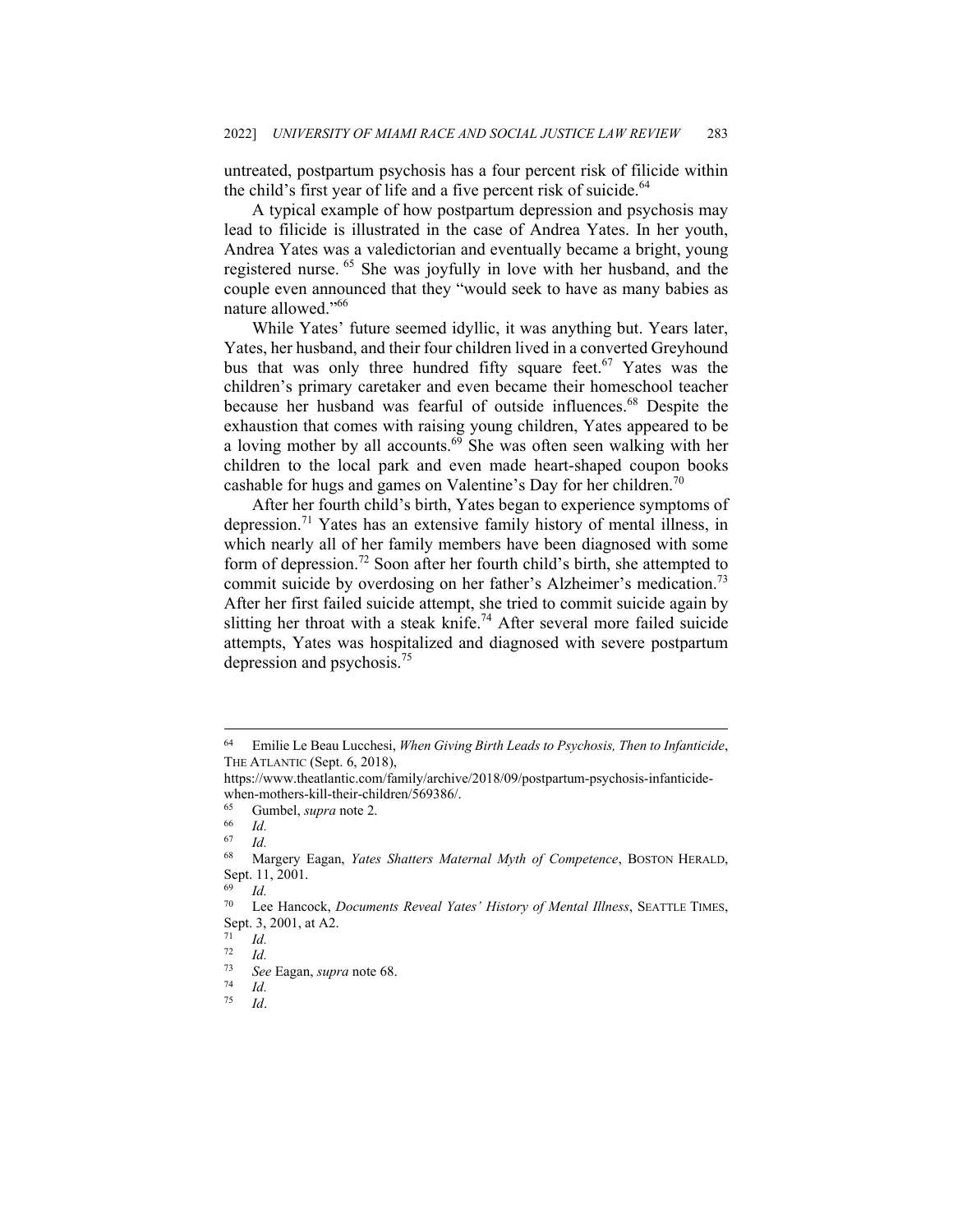untreated, postpartum psychosis has a four percent risk of filicide within the child's first year of life and a five percent risk of suicide.[64]

A typical example of how postpartum depression and psychosis may lead to filicide is illustrated in the case of Andrea Yates. In her youth, Andrea Yates was a valedictorian and eventually became a bright, young registered nurse.[65] She was joyfully in love with her husband, and the couple even announced that they "would seek to have as many babies as nature allowed."[66]

While Yates' future seemed idyllic, it was anything but. Years later, Yates, her husband, and their four children lived in a converted Greyhound bus that was only three hundred fifty square feet.[67] Yates was the children's primary caretaker and even became their homeschool teacher because her husband was fearful of outside influences.[68] Despite the exhaustion that comes with raising young children, Yates appeared to be a loving mother by all accounts.[69] She was often seen walking with her children to the local park and even made heart-shaped coupon books cashable for hugs and games on Valentine's Day for her children.[70]

After her fourth child's birth, Yates began to experience symptoms of depression.[71] Yates has an extensive family history of mental illness, in which nearly all of her family members have been diagnosed with some form of depression.[72] Soon after her fourth child's birth, she attempted to commit suicide by overdosing on her father's Alzheimer's medication.[73] After her first failed suicide attempt, she tried to commit suicide again by slitting her throat with a steak knife.[74] After several more failed suicide attempts, Yates was hospitalized and diagnosed with severe postpartum depression and psychosis.[75]

---

[64] Emilie Le Beau Lucchesi, *When Giving Birth Leads to Psychosis, Then to Infanticide*, THE ATLANTIC (Sept. 6, 2018), https://www.theatlantic.com/family/archive/2018/09/postpartum-psychosis-infanticide-when-mothers-kill-their-children/569386/.

[65] Gumbel, *supra* note 2.

[66] *Id.*

[67] *Id.*

[68] Margery Eagan, *Yates Shatters Maternal Myth of Competence*, BOSTON HERALD, Sept. 11, 2001.

[69] *Id.*

[70] Lee Hancock, *Documents Reveal Yates' History of Mental Illness*, SEATTLE TIMES, Sept. 3, 2001, at A2.

[71] *Id.*

[72] *Id.*

[73] *See* Eagan, *supra* note 68.

[74] *Id.*

[75] *Id*.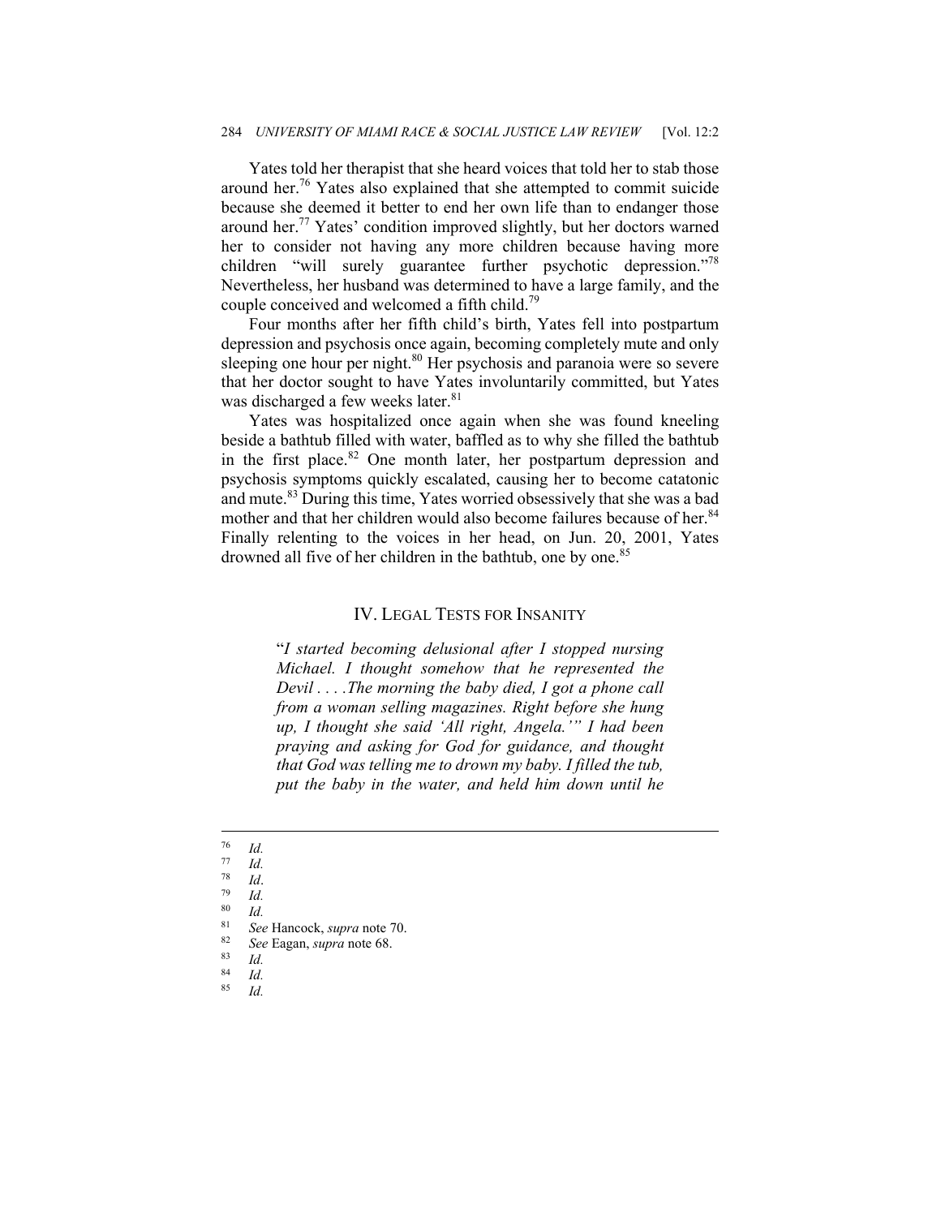Yates told her therapist that she heard voices that told her to stab those around her.[76] Yates also explained that she attempted to commit suicide because she deemed it better to end her own life than to endanger those around her.[77] Yates' condition improved slightly, but her doctors warned her to consider not having any more children because having more children "will surely guarantee further psychotic depression."[78] Nevertheless, her husband was determined to have a large family, and the couple conceived and welcomed a fifth child.[79]

Four months after her fifth child's birth, Yates fell into postpartum depression and psychosis once again, becoming completely mute and only sleeping one hour per night.[80] Her psychosis and paranoia were so severe that her doctor sought to have Yates involuntarily committed, but Yates was discharged a few weeks later.[81]

Yates was hospitalized once again when she was found kneeling beside a bathtub filled with water, baffled as to why she filled the bathtub in the first place.[82] One month later, her postpartum depression and psychosis symptoms quickly escalated, causing her to become catatonic and mute.[83] During this time, Yates worried obsessively that she was a bad mother and that her children would also become failures because of her.[84] Finally relenting to the voices in her head, on Jun. 20, 2001, Yates drowned all five of her children in the bathtub, one by one.[85]

## IV. Legal Tests for Insanity

> "*I started becoming delusional after I stopped nursing Michael. I thought somehow that he represented the Devil . . . .The morning the baby died, I got a phone call from a woman selling magazines. Right before she hung up, I thought she said 'All right, Angela.'" I had been praying and asking for God for guidance, and thought that God was telling me to drown my baby. I filled the tub, put the baby in the water, and held him down until he*

---

[76] *Id.*

[77] *Id.*

[78] *Id*.

[79] *Id.*

[80] *Id.*

[81] *See* Hancock, *supra* note 70.

[82] *See* Eagan, *supra* note 68.

[83] *Id.*

[84] *Id.*

[85] *Id.*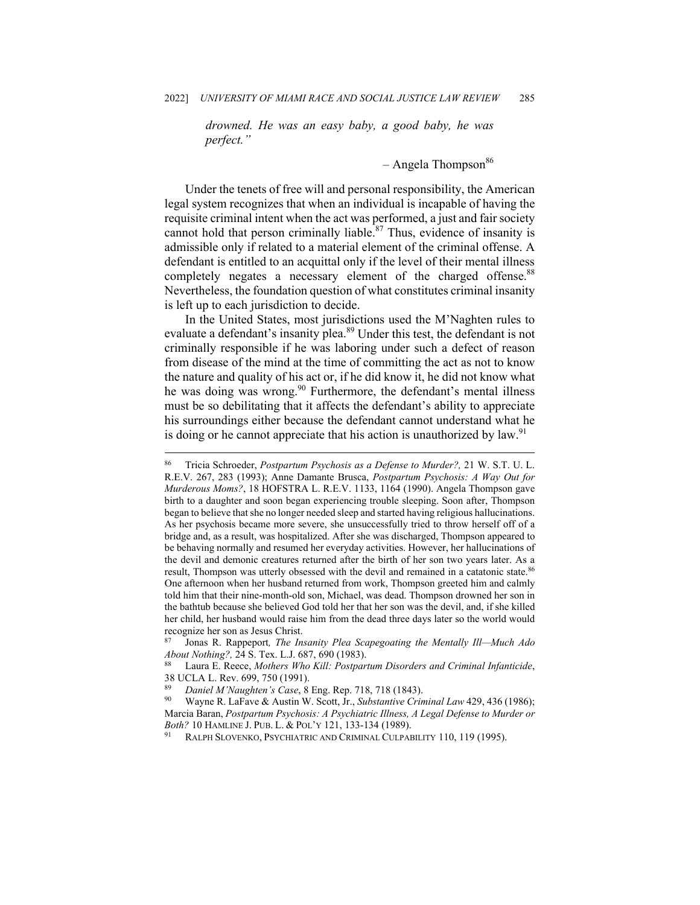*drowned. He was an easy baby, a good baby, he was perfect."*

– Angela Thompson[86]

Under the tenets of free will and personal responsibility, the American legal system recognizes that when an individual is incapable of having the requisite criminal intent when the act was performed, a just and fair society cannot hold that person criminally liable.[87] Thus, evidence of insanity is admissible only if related to a material element of the criminal offense. A defendant is entitled to an acquittal only if the level of their mental illness completely negates a necessary element of the charged offense.[88] Nevertheless, the foundation question of what constitutes criminal insanity is left up to each jurisdiction to decide.

In the United States, most jurisdictions used the M'Naghten rules to evaluate a defendant's insanity plea.[89] Under this test, the defendant is not criminally responsible if he was laboring under such a defect of reason from disease of the mind at the time of committing the act as not to know the nature and quality of his act or, if he did know it, he did not know what he was doing was wrong.[90] Furthermore, the defendant's mental illness must be so debilitating that it affects the defendant's ability to appreciate his surroundings either because the defendant cannot understand what he is doing or he cannot appreciate that his action is unauthorized by law.[91]

---

[86] Tricia Schroeder, *Postpartum Psychosis as a Defense to Murder?,* 21 W. S.T. U. L. R.E.V. 267, 283 (1993); Anne Damante Brusca, *Postpartum Psychosis: A Way Out for Murderous Moms?*, 18 HOFSTRA L. R.E.V. 1133, 1164 (1990). Angela Thompson gave birth to a daughter and soon began experiencing trouble sleeping. Soon after, Thompson began to believe that she no longer needed sleep and started having religious hallucinations. As her psychosis became more severe, she unsuccessfully tried to throw herself off of a bridge and, as a result, was hospitalized. After she was discharged, Thompson appeared to be behaving normally and resumed her everyday activities. However, her hallucinations of the devil and demonic creatures returned after the birth of her son two years later. As a result, Thompson was utterly obsessed with the devil and remained in a catatonic state.[86] One afternoon when her husband returned from work, Thompson greeted him and calmly told him that their nine-month-old son, Michael, was dead. Thompson drowned her son in the bathtub because she believed God told her that her son was the devil, and, if she killed her child, her husband would raise him from the dead three days later so the world would recognize her son as Jesus Christ.

[87] Jonas R. Rappeport*, The Insanity Plea Scapegoating the Mentally Ill—Much Ado About Nothing?,* 24 S. Tex. L.J. 687, 690 (1983).

[88] Laura E. Reece, *Mothers Who Kill: Postpartum Disorders and Criminal Infanticide*, 38 UCLA L. Rev. 699, 750 (1991).

[89] *Daniel M'Naughten's Case*, 8 Eng. Rep. 718, 718 (1843).

[90] Wayne R. LaFave & Austin W. Scott, Jr., *Substantive Criminal Law* 429, 436 (1986); Marcia Baran, *Postpartum Psychosis: A Psychiatric Illness, A Legal Defense to Murder or Both?* 10 HAMLINE J. PUB. L. & POL'Y 121, 133-134 (1989).

[91] RALPH SLOVENKO, PSYCHIATRIC AND CRIMINAL CULPABILITY 110, 119 (1995).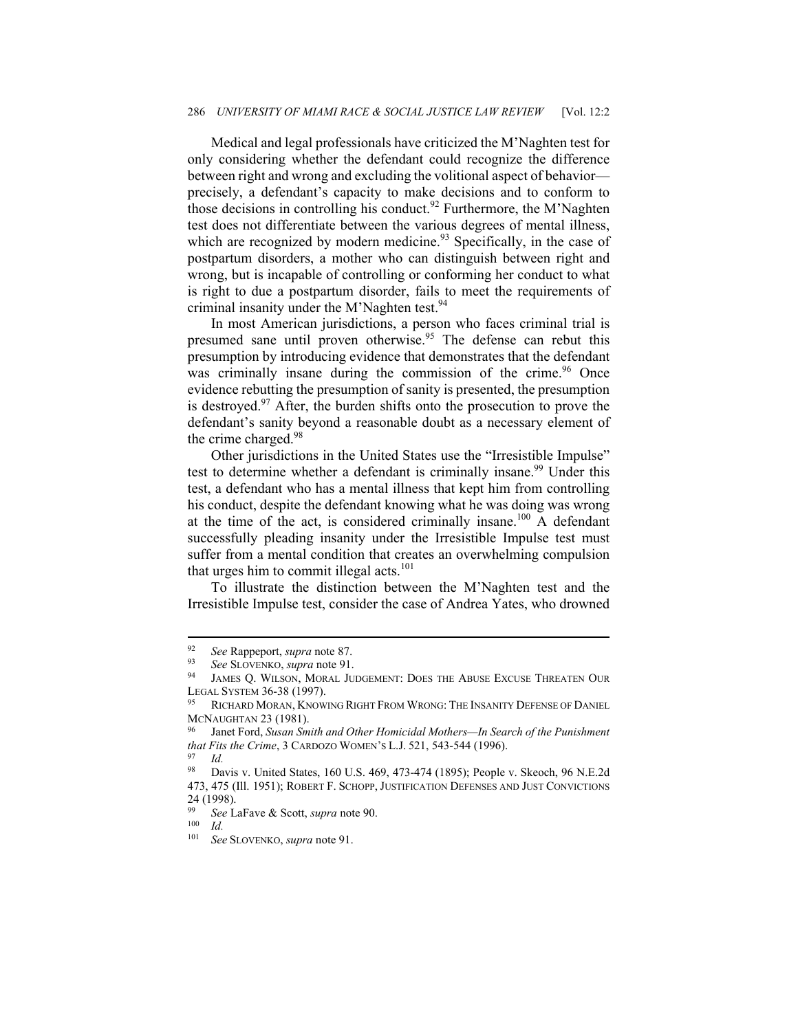Medical and legal professionals have criticized the M'Naghten test for only considering whether the defendant could recognize the difference between right and wrong and excluding the volitional aspect of behavior—precisely, a defendant's capacity to make decisions and to conform to those decisions in controlling his conduct.[92] Furthermore, the M'Naghten test does not differentiate between the various degrees of mental illness, which are recognized by modern medicine.[93] Specifically, in the case of postpartum disorders, a mother who can distinguish between right and wrong, but is incapable of controlling or conforming her conduct to what is right to due a postpartum disorder, fails to meet the requirements of criminal insanity under the M'Naghten test.[94]

In most American jurisdictions, a person who faces criminal trial is presumed sane until proven otherwise.[95] The defense can rebut this presumption by introducing evidence that demonstrates that the defendant was criminally insane during the commission of the crime.[96] Once evidence rebutting the presumption of sanity is presented, the presumption is destroyed.[97] After, the burden shifts onto the prosecution to prove the defendant's sanity beyond a reasonable doubt as a necessary element of the crime charged.[98]

Other jurisdictions in the United States use the "Irresistible Impulse" test to determine whether a defendant is criminally insane.[99] Under this test, a defendant who has a mental illness that kept him from controlling his conduct, despite the defendant knowing what he was doing was wrong at the time of the act, is considered criminally insane.[100] A defendant successfully pleading insanity under the Irresistible Impulse test must suffer from a mental condition that creates an overwhelming compulsion that urges him to commit illegal acts.[101]

To illustrate the distinction between the M'Naghten test and the Irresistible Impulse test, consider the case of Andrea Yates, who drowned

---

[92] *See* Rappeport, *supra* note 87.

[93] *See* SLOVENKO, *supra* note 91.

[94] JAMES Q. WILSON, MORAL JUDGEMENT: DOES THE ABUSE EXCUSE THREATEN OUR LEGAL SYSTEM 36-38 (1997).

[95] RICHARD MORAN, KNOWING RIGHT FROM WRONG: THE INSANITY DEFENSE OF DANIEL MCNAUGHTAN 23 (1981).

[96] Janet Ford, *Susan Smith and Other Homicidal Mothers—In Search of the Punishment that Fits the Crime*, 3 CARDOZO WOMEN'S L.J. 521, 543-544 (1996).

[97] *Id.*

[98] Davis v. United States, 160 U.S. 469, 473-474 (1895); People v. Skeoch, 96 N.E.2d 473, 475 (Ill. 1951); ROBERT F. SCHOPP, JUSTIFICATION DEFENSES AND JUST CONVICTIONS 24 (1998).

[99] *See* LaFave & Scott, *supra* note 90.

[100] *Id.*

[101] *See* SLOVENKO, *supra* note 91.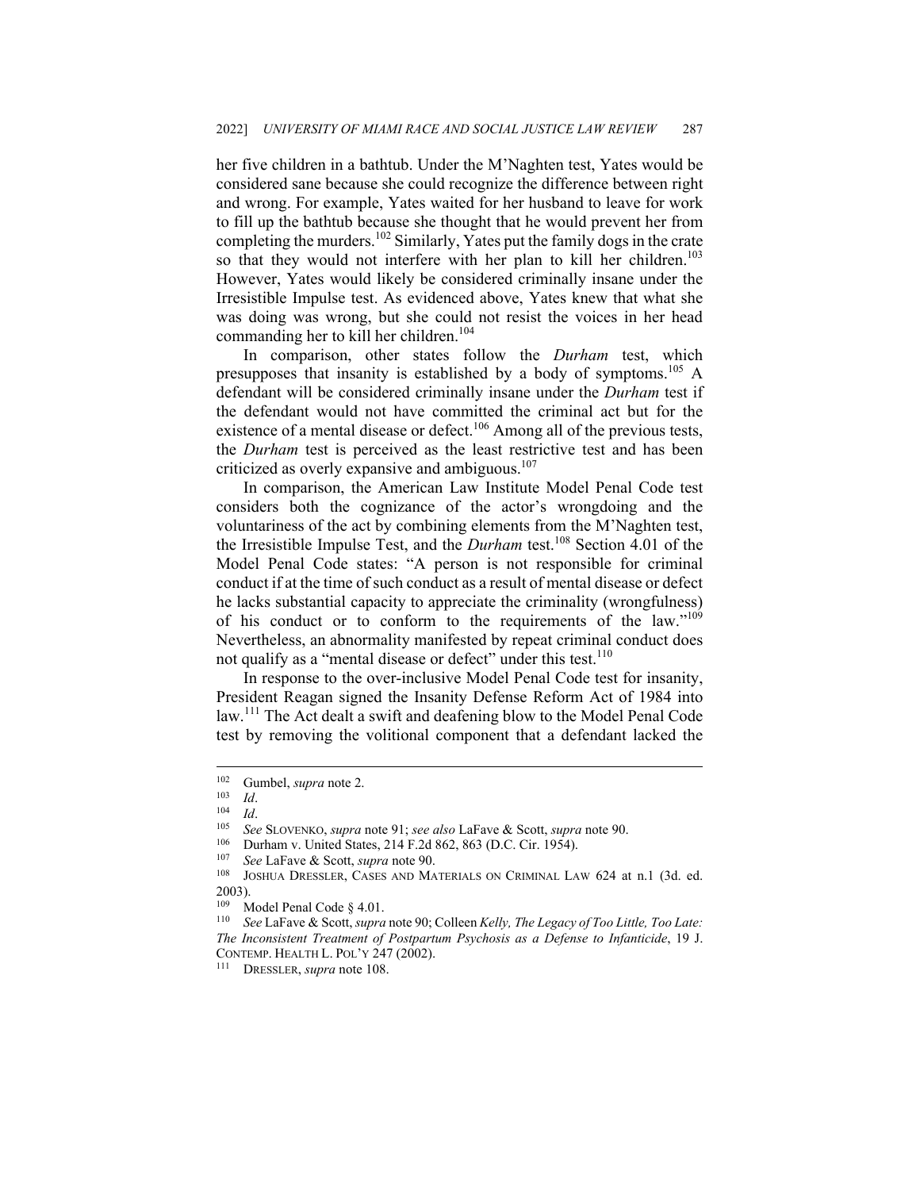her five children in a bathtub. Under the M'Naghten test, Yates would be considered sane because she could recognize the difference between right and wrong. For example, Yates waited for her husband to leave for work to fill up the bathtub because she thought that he would prevent her from completing the murders.[102] Similarly, Yates put the family dogs in the crate so that they would not interfere with her plan to kill her children.[103] However, Yates would likely be considered criminally insane under the Irresistible Impulse test. As evidenced above, Yates knew that what she was doing was wrong, but she could not resist the voices in her head commanding her to kill her children.[104]

In comparison, other states follow the *Durham* test, which presupposes that insanity is established by a body of symptoms.[105] A defendant will be considered criminally insane under the *Durham* test if the defendant would not have committed the criminal act but for the existence of a mental disease or defect.[106] Among all of the previous tests, the *Durham* test is perceived as the least restrictive test and has been criticized as overly expansive and ambiguous.[107]

In comparison, the American Law Institute Model Penal Code test considers both the cognizance of the actor's wrongdoing and the voluntariness of the act by combining elements from the M'Naghten test, the Irresistible Impulse Test, and the *Durham* test.[108] Section 4.01 of the Model Penal Code states: "A person is not responsible for criminal conduct if at the time of such conduct as a result of mental disease or defect he lacks substantial capacity to appreciate the criminality (wrongfulness) of his conduct or to conform to the requirements of the law."[109] Nevertheless, an abnormality manifested by repeat criminal conduct does not qualify as a "mental disease or defect" under this test.[110]

In response to the over-inclusive Model Penal Code test for insanity, President Reagan signed the Insanity Defense Reform Act of 1984 into law.[111] The Act dealt a swift and deafening blow to the Model Penal Code test by removing the volitional component that a defendant lacked the

---

[102] Gumbel, *supra* note 2.

[103] *Id*.

[104] *Id*.

[105] *See* SLOVENKO, *supra* note 91; *see also* LaFave & Scott, *supra* note 90.

[106] Durham v. United States, 214 F.2d 862, 863 (D.C. Cir. 1954).

[107] *See* LaFave & Scott, *supra* note 90.

[108] JOSHUA DRESSLER, CASES AND MATERIALS ON CRIMINAL LAW 624 at n.1 (3d. ed. 2003).

[109] Model Penal Code § 4.01.

[110] *See* LaFave & Scott, *supra* note 90; Colleen *Kelly, The Legacy of Too Little, Too Late: The Inconsistent Treatment of Postpartum Psychosis as a Defense to Infanticide*, 19 J. CONTEMP. HEALTH L. POL'Y 247 (2002).

[111] DRESSLER, *supra* note 108.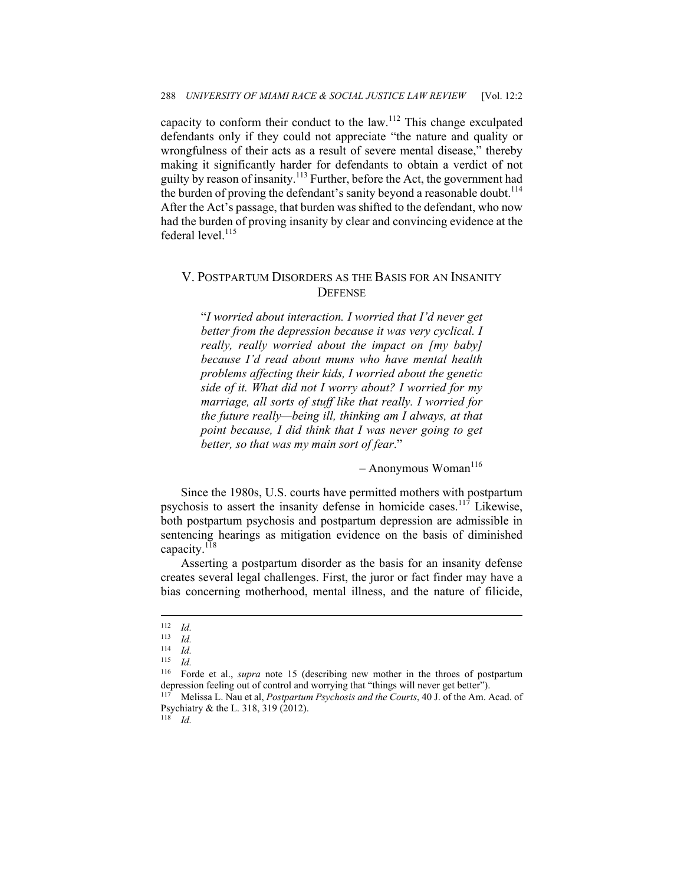capacity to conform their conduct to the law.[112] This change exculpated defendants only if they could not appreciate "the nature and quality or wrongfulness of their acts as a result of severe mental disease," thereby making it significantly harder for defendants to obtain a verdict of not guilty by reason of insanity.[113] Further, before the Act, the government had the burden of proving the defendant's sanity beyond a reasonable doubt.[114] After the Act's passage, that burden was shifted to the defendant, who now had the burden of proving insanity by clear and convincing evidence at the federal level.[115]

## V. Postpartum Disorders as the Basis for an Insanity Defense

> "*I worried about interaction. I worried that I'd never get better from the depression because it was very cyclical. I really, really worried about the impact on [my baby] because I'd read about mums who have mental health problems affecting their kids, I worried about the genetic side of it. What did not I worry about? I worried for my marriage, all sorts of stuff like that really. I worried for the future really—being ill, thinking am I always, at that point because, I did think that I was never going to get better, so that was my main sort of fear*."
>
> – Anonymous Woman[116]

Since the 1980s, U.S. courts have permitted mothers with postpartum psychosis to assert the insanity defense in homicide cases.[117] Likewise, both postpartum psychosis and postpartum depression are admissible in sentencing hearings as mitigation evidence on the basis of diminished capacity.[118]

Asserting a postpartum disorder as the basis for an insanity defense creates several legal challenges. First, the juror or fact finder may have a bias concerning motherhood, mental illness, and the nature of filicide,

---

[112] *Id.*

[113] *Id.*

[114] *Id.*

[115] *Id.*

[116] Forde et al., *supra* note 15 (describing new mother in the throes of postpartum depression feeling out of control and worrying that "things will never get better").

[117] Melissa L. Nau et al, *Postpartum Psychosis and the Courts*, 40 J. of the Am. Acad. of Psychiatry & the L. 318, 319 (2012).

[118] *Id.*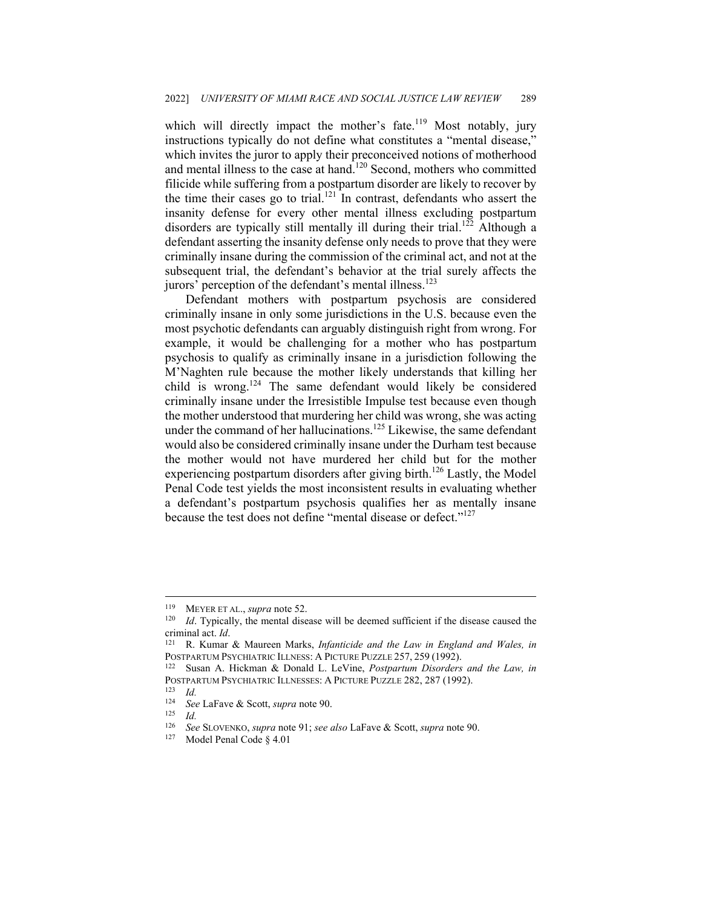which will directly impact the mother's fate.[119] Most notably, jury instructions typically do not define what constitutes a "mental disease," which invites the juror to apply their preconceived notions of motherhood and mental illness to the case at hand.[120] Second, mothers who committed filicide while suffering from a postpartum disorder are likely to recover by the time their cases go to trial.[121] In contrast, defendants who assert the insanity defense for every other mental illness excluding postpartum disorders are typically still mentally ill during their trial.[122] Although a defendant asserting the insanity defense only needs to prove that they were criminally insane during the commission of the criminal act, and not at the subsequent trial, the defendant's behavior at the trial surely affects the jurors' perception of the defendant's mental illness.[123]

Defendant mothers with postpartum psychosis are considered criminally insane in only some jurisdictions in the U.S. because even the most psychotic defendants can arguably distinguish right from wrong. For example, it would be challenging for a mother who has postpartum psychosis to qualify as criminally insane in a jurisdiction following the M'Naghten rule because the mother likely understands that killing her child is wrong.[124] The same defendant would likely be considered criminally insane under the Irresistible Impulse test because even though the mother understood that murdering her child was wrong, she was acting under the command of her hallucinations.[125] Likewise, the same defendant would also be considered criminally insane under the Durham test because the mother would not have murdered her child but for the mother experiencing postpartum disorders after giving birth.[126] Lastly, the Model Penal Code test yields the most inconsistent results in evaluating whether a defendant's postpartum psychosis qualifies her as mentally insane because the test does not define "mental disease or defect."[127]

---

[119] MEYER ET AL., *supra* note 52.

[120] *Id*. Typically, the mental disease will be deemed sufficient if the disease caused the criminal act. *Id*.

[121] R. Kumar & Maureen Marks, *Infanticide and the Law in England and Wales, in* POSTPARTUM PSYCHIATRIC ILLNESS: A PICTURE PUZZLE 257, 259 (1992).

[122] Susan A. Hickman & Donald L. LeVine, *Postpartum Disorders and the Law, in* POSTPARTUM PSYCHIATRIC ILLNESSES: A PICTURE PUZZLE 282, 287 (1992).

[123] *Id.*

[124] *See* LaFave & Scott, *supra* note 90.

[125] *Id.*

[126] *See* SLOVENKO, *supra* note 91; *see also* LaFave & Scott, *supra* note 90.

[127] Model Penal Code § 4.01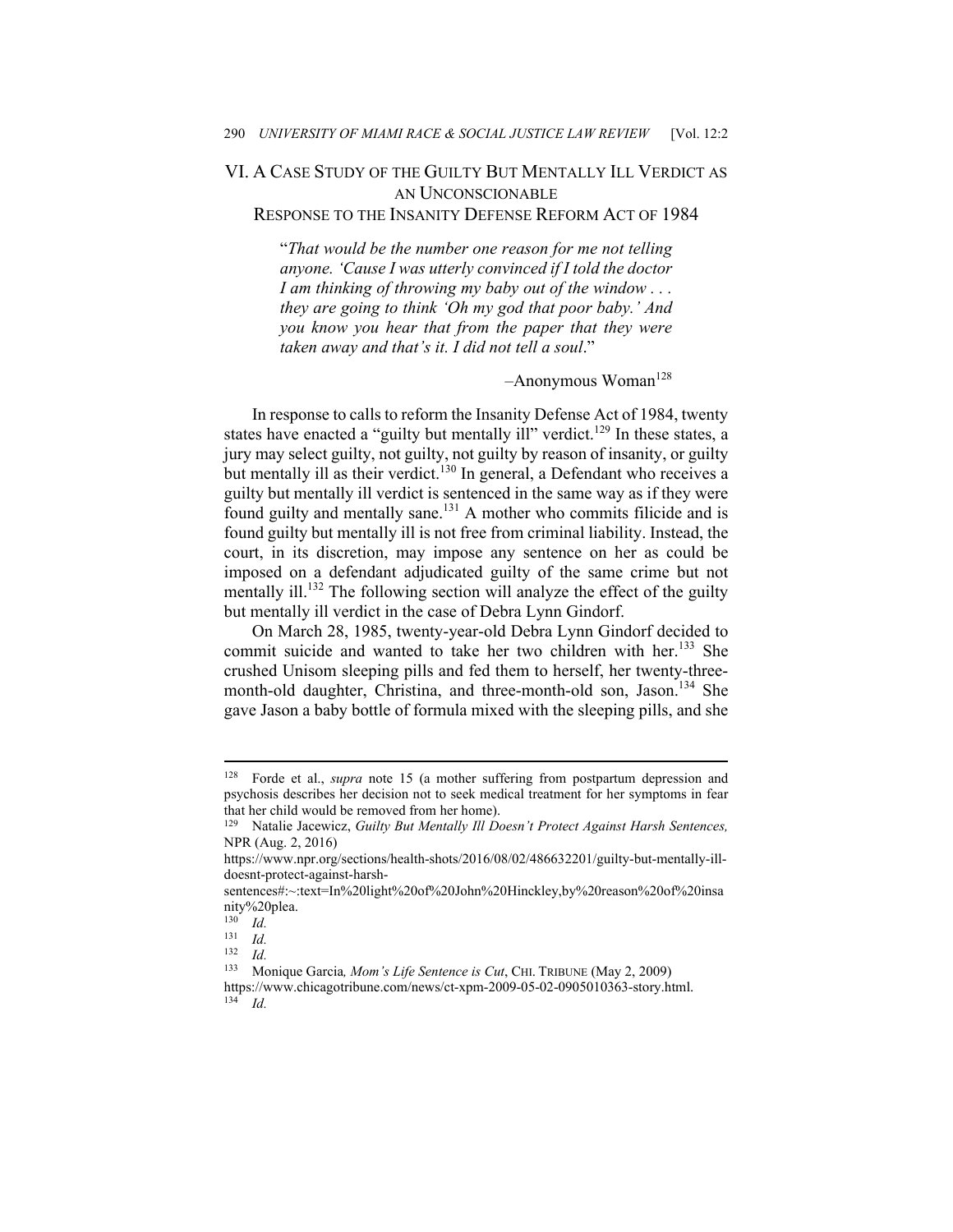## VI. A CASE STUDY OF THE GUILTY BUT MENTALLY ILL VERDICT AS AN UNCONSCIONABLE RESPONSE TO THE INSANITY DEFENSE REFORM ACT OF 1984

> "*That would be the number one reason for me not telling anyone. 'Cause I was utterly convinced if I told the doctor I am thinking of throwing my baby out of the window . . . they are going to think 'Oh my god that poor baby.' And you know you hear that from the paper that they were taken away and that's it. I did not tell a soul*."
>
> –Anonymous Woman[128]

In response to calls to reform the Insanity Defense Act of 1984, twenty states have enacted a "guilty but mentally ill" verdict.[129] In these states, a jury may select guilty, not guilty, not guilty by reason of insanity, or guilty but mentally ill as their verdict.[130] In general, a Defendant who receives a guilty but mentally ill verdict is sentenced in the same way as if they were found guilty and mentally sane.[131] A mother who commits filicide and is found guilty but mentally ill is not free from criminal liability. Instead, the court, in its discretion, may impose any sentence on her as could be imposed on a defendant adjudicated guilty of the same crime but not mentally ill.[132] The following section will analyze the effect of the guilty but mentally ill verdict in the case of Debra Lynn Gindorf.

On March 28, 1985, twenty-year-old Debra Lynn Gindorf decided to commit suicide and wanted to take her two children with her.[133] She crushed Unisom sleeping pills and fed them to herself, her twenty-three-month-old daughter, Christina, and three-month-old son, Jason.[134] She gave Jason a baby bottle of formula mixed with the sleeping pills, and she

---

[128] Forde et al., *supra* note 15 (a mother suffering from postpartum depression and psychosis describes her decision not to seek medical treatment for her symptoms in fear that her child would be removed from her home).

[129] Natalie Jacewicz, *Guilty But Mentally Ill Doesn't Protect Against Harsh Sentences,* NPR (Aug. 2, 2016) https://www.npr.org/sections/health-shots/2016/08/02/486632201/guilty-but-mentally-ill-doesnt-protect-against-harsh-sentences#:~:text=In%20light%20of%20John%20Hinckley,by%20reason%20of%20insanity%20plea.

[130] *Id.*

[131] *Id.*

[132] *Id.*

[133] Monique Garcia*, Mom's Life Sentence is Cut*, CHI. TRIBUNE (May 2, 2009) https://www.chicagotribune.com/news/ct-xpm-2009-05-02-0905010363-story.html.

[134] *Id.*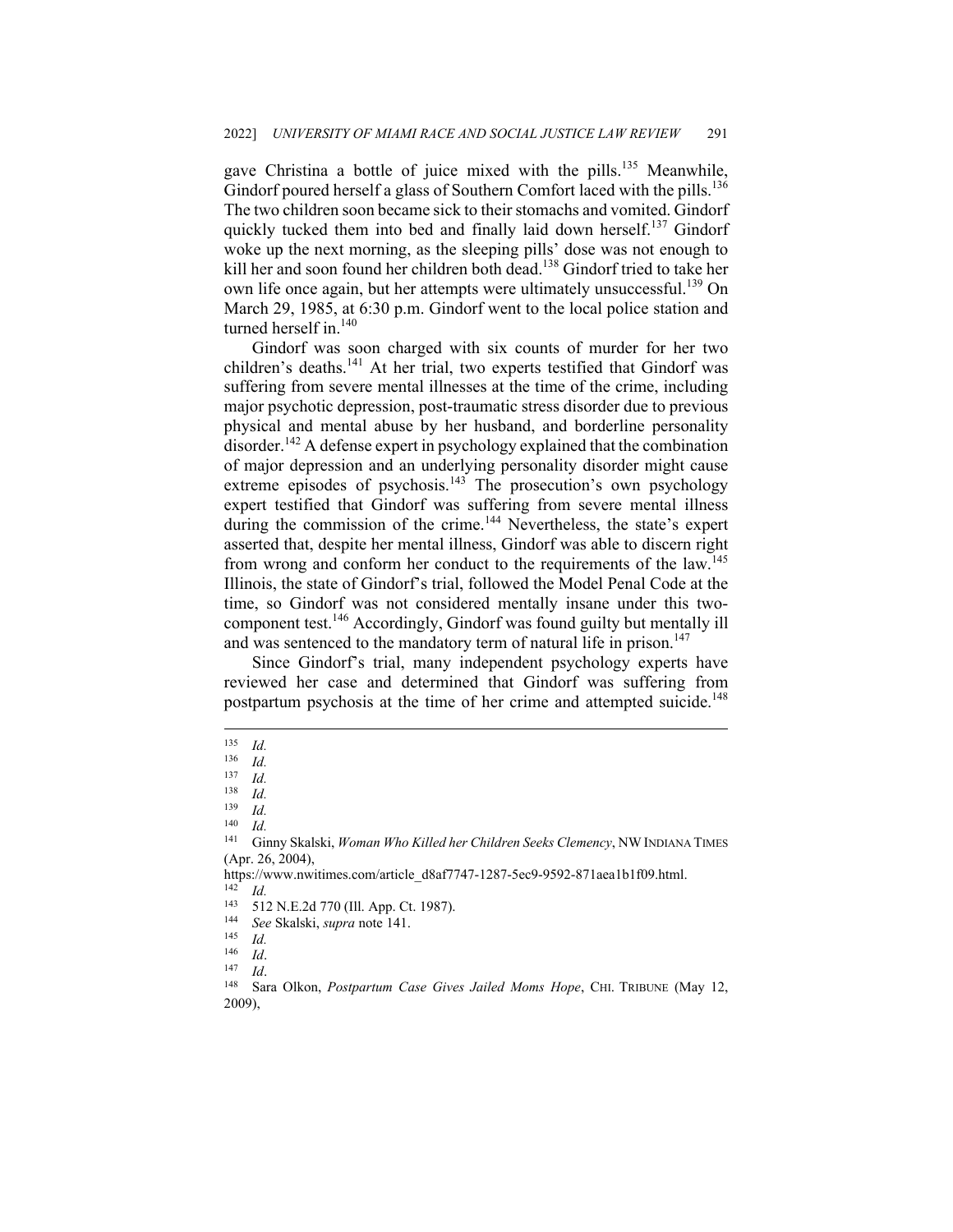gave Christina a bottle of juice mixed with the pills.[135] Meanwhile, Gindorf poured herself a glass of Southern Comfort laced with the pills.[136] The two children soon became sick to their stomachs and vomited. Gindorf quickly tucked them into bed and finally laid down herself.[137] Gindorf woke up the next morning, as the sleeping pills' dose was not enough to kill her and soon found her children both dead.[138] Gindorf tried to take her own life once again, but her attempts were ultimately unsuccessful.[139] On March 29, 1985, at 6:30 p.m. Gindorf went to the local police station and turned herself in.[140]

Gindorf was soon charged with six counts of murder for her two children's deaths.[141] At her trial, two experts testified that Gindorf was suffering from severe mental illnesses at the time of the crime, including major psychotic depression, post-traumatic stress disorder due to previous physical and mental abuse by her husband, and borderline personality disorder.[142] A defense expert in psychology explained that the combination of major depression and an underlying personality disorder might cause extreme episodes of psychosis.[143] The prosecution's own psychology expert testified that Gindorf was suffering from severe mental illness during the commission of the crime.[144] Nevertheless, the state's expert asserted that, despite her mental illness, Gindorf was able to discern right from wrong and conform her conduct to the requirements of the law.[145] Illinois, the state of Gindorf's trial, followed the Model Penal Code at the time, so Gindorf was not considered mentally insane under this two-component test.[146] Accordingly, Gindorf was found guilty but mentally ill and was sentenced to the mandatory term of natural life in prison.[147]

Since Gindorf's trial, many independent psychology experts have reviewed her case and determined that Gindorf was suffering from postpartum psychosis at the time of her crime and attempted suicide.[148]

---

[135] *Id.*

[136] *Id.*

[137] *Id.*

[138] *Id.*

[139] *Id.*

[140] *Id.*

[141] Ginny Skalski, *Woman Who Killed her Children Seeks Clemency*, NW INDIANA TIMES (Apr. 26, 2004), https://www.nwitimes.com/article_d8af7747-1287-5ec9-9592-871aea1b1f09.html.

[142] *Id.*

[143] 512 N.E.2d 770 (Ill. App. Ct. 1987).

[144] *See* Skalski, *supra* note 141.

[145] *Id.*

[146] *Id*.

[147] *Id*.

[148] Sara Olkon, *Postpartum Case Gives Jailed Moms Hope*, CHI. TRIBUNE (May 12, 2009),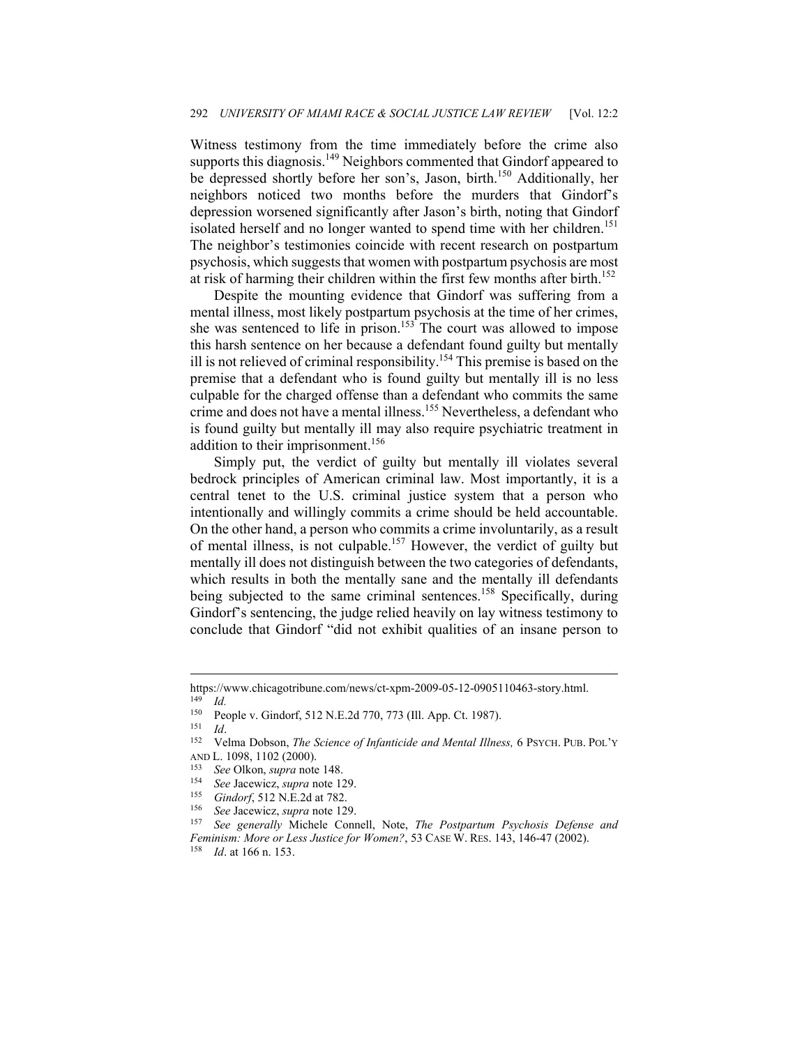Witness testimony from the time immediately before the crime also supports this diagnosis.[149] Neighbors commented that Gindorf appeared to be depressed shortly before her son's, Jason, birth.[150] Additionally, her neighbors noticed two months before the murders that Gindorf's depression worsened significantly after Jason's birth, noting that Gindorf isolated herself and no longer wanted to spend time with her children.[151] The neighbor's testimonies coincide with recent research on postpartum psychosis, which suggests that women with postpartum psychosis are most at risk of harming their children within the first few months after birth.[152]

Despite the mounting evidence that Gindorf was suffering from a mental illness, most likely postpartum psychosis at the time of her crimes, she was sentenced to life in prison.[153] The court was allowed to impose this harsh sentence on her because a defendant found guilty but mentally ill is not relieved of criminal responsibility.[154] This premise is based on the premise that a defendant who is found guilty but mentally ill is no less culpable for the charged offense than a defendant who commits the same crime and does not have a mental illness.[155] Nevertheless, a defendant who is found guilty but mentally ill may also require psychiatric treatment in addition to their imprisonment.[156]

Simply put, the verdict of guilty but mentally ill violates several bedrock principles of American criminal law. Most importantly, it is a central tenet to the U.S. criminal justice system that a person who intentionally and willingly commits a crime should be held accountable. On the other hand, a person who commits a crime involuntarily, as a result of mental illness, is not culpable.[157] However, the verdict of guilty but mentally ill does not distinguish between the two categories of defendants, which results in both the mentally sane and the mentally ill defendants being subjected to the same criminal sentences.[158] Specifically, during Gindorf's sentencing, the judge relied heavily on lay witness testimony to conclude that Gindorf "did not exhibit qualities of an insane person to

---

https://www.chicagotribune.com/news/ct-xpm-2009-05-12-0905110463-story.html.

[149] *Id.*

[150] People v. Gindorf, 512 N.E.2d 770, 773 (Ill. App. Ct. 1987).

[151] *Id*.

[152] Velma Dobson, *The Science of Infanticide and Mental Illness,* 6 PSYCH. PUB. POL'Y AND L. 1098, 1102 (2000).

[153] *See* Olkon, *supra* note 148.

[154] *See* Jacewicz, *supra* note 129.

[155] *Gindorf*, 512 N.E.2d at 782.

[156] *See* Jacewicz, *supra* note 129.

[157] *See generally* Michele Connell, Note, *The Postpartum Psychosis Defense and Feminism: More or Less Justice for Women?*, 53 CASE W. RES. 143, 146-47 (2002).

[158] *Id*. at 166 n. 153.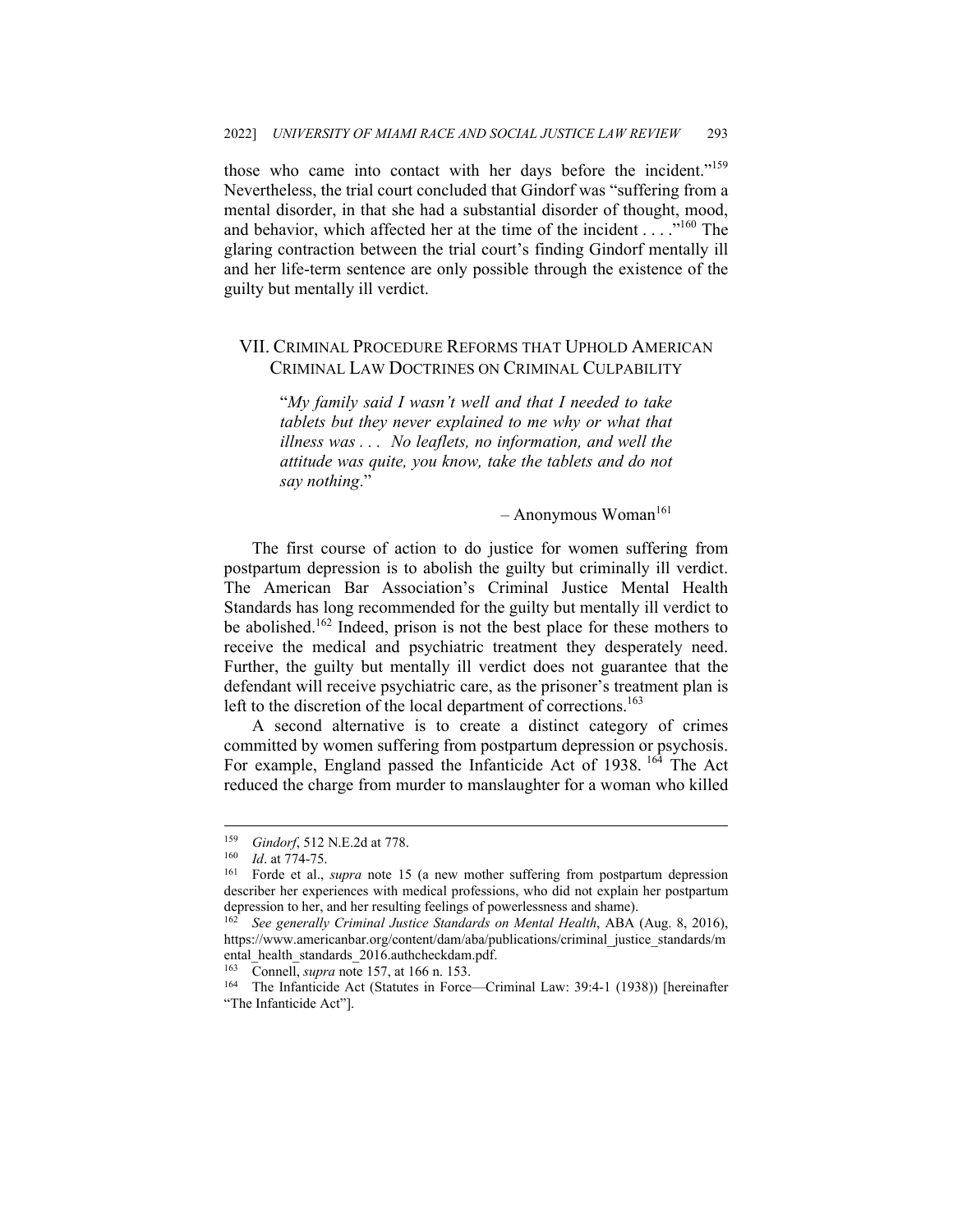those who came into contact with her days before the incident."[159] Nevertheless, the trial court concluded that Gindorf was "suffering from a mental disorder, in that she had a substantial disorder of thought, mood, and behavior, which affected her at the time of the incident . . . ."[160] The glaring contraction between the trial court's finding Gindorf mentally ill and her life-term sentence are only possible through the existence of the guilty but mentally ill verdict.

## VII. Criminal Procedure Reforms that Uphold American Criminal Law Doctrines on Criminal Culpability

> "*My family said I wasn't well and that I needed to take tablets but they never explained to me why or what that illness was . . . No leaflets, no information, and well the attitude was quite, you know, take the tablets and do not say nothing*."
>
> – Anonymous Woman[161]

The first course of action to do justice for women suffering from postpartum depression is to abolish the guilty but criminally ill verdict. The American Bar Association's Criminal Justice Mental Health Standards has long recommended for the guilty but mentally ill verdict to be abolished.[162] Indeed, prison is not the best place for these mothers to receive the medical and psychiatric treatment they desperately need. Further, the guilty but mentally ill verdict does not guarantee that the defendant will receive psychiatric care, as the prisoner's treatment plan is left to the discretion of the local department of corrections.[163]

A second alternative is to create a distinct category of crimes committed by women suffering from postpartum depression or psychosis. For example, England passed the Infanticide Act of 1938.[164] The Act reduced the charge from murder to manslaughter for a woman who killed

---

[159] *Gindorf*, 512 N.E.2d at 778.

[160] *Id*. at 774-75.

[161] Forde et al., *supra* note 15 (a new mother suffering from postpartum depression describer her experiences with medical professions, who did not explain her postpartum depression to her, and her resulting feelings of powerlessness and shame).

[162] *See generally Criminal Justice Standards on Mental Health*, ABA (Aug. 8, 2016), https://www.americanbar.org/content/dam/aba/publications/criminal_justice_standards/mental_health_standards_2016.authcheckdam.pdf.

[163] Connell, *supra* note 157, at 166 n. 153.

[164] The Infanticide Act (Statutes in Force—Criminal Law: 39:4-1 (1938)) [hereinafter "The Infanticide Act"].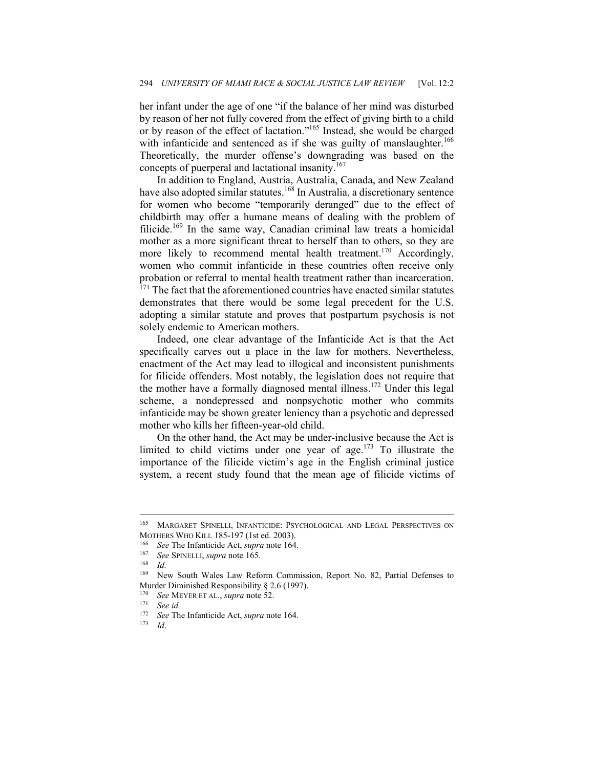her infant under the age of one "if the balance of her mind was disturbed by reason of her not fully covered from the effect of giving birth to a child or by reason of the effect of lactation."[165] Instead, she would be charged with infanticide and sentenced as if she was guilty of manslaughter.[166] Theoretically, the murder offense's downgrading was based on the concepts of puerperal and lactational insanity.[167]

In addition to England, Austria, Australia, Canada, and New Zealand have also adopted similar statutes.[168] In Australia, a discretionary sentence for women who become "temporarily deranged" due to the effect of childbirth may offer a humane means of dealing with the problem of filicide.[169] In the same way, Canadian criminal law treats a homicidal mother as a more significant threat to herself than to others, so they are more likely to recommend mental health treatment.[170] Accordingly, women who commit infanticide in these countries often receive only probation or referral to mental health treatment rather than incarceration.[171] The fact that the aforementioned countries have enacted similar statutes demonstrates that there would be some legal precedent for the U.S. adopting a similar statute and proves that postpartum psychosis is not solely endemic to American mothers.

Indeed, one clear advantage of the Infanticide Act is that the Act specifically carves out a place in the law for mothers. Nevertheless, enactment of the Act may lead to illogical and inconsistent punishments for filicide offenders. Most notably, the legislation does not require that the mother have a formally diagnosed mental illness.[172] Under this legal scheme, a nondepressed and nonpsychotic mother who commits infanticide may be shown greater leniency than a psychotic and depressed mother who kills her fifteen-year-old child.

On the other hand, the Act may be under-inclusive because the Act is limited to child victims under one year of age.[173] To illustrate the importance of the filicide victim's age in the English criminal justice system, a recent study found that the mean age of filicide victims of

---

[165] MARGARET SPINELLI, INFANTICIDE: PSYCHOLOGICAL AND LEGAL PERSPECTIVES ON MOTHERS WHO KILL 185-197 (1st ed. 2003).

[166] *See* The Infanticide Act, *supra* note 164.

[167] *See* SPINELLI, *supra* note 165.

[168] *Id.*

[169] New South Wales Law Reform Commission, Report No. 82, Partial Defenses to Murder Diminished Responsibility § 2.6 (1997).

[170] *See* MEYER ET AL., *supra* note 52.

[171] *See id.*

[172] *See* The Infanticide Act, *supra* note 164.

[173] *Id*.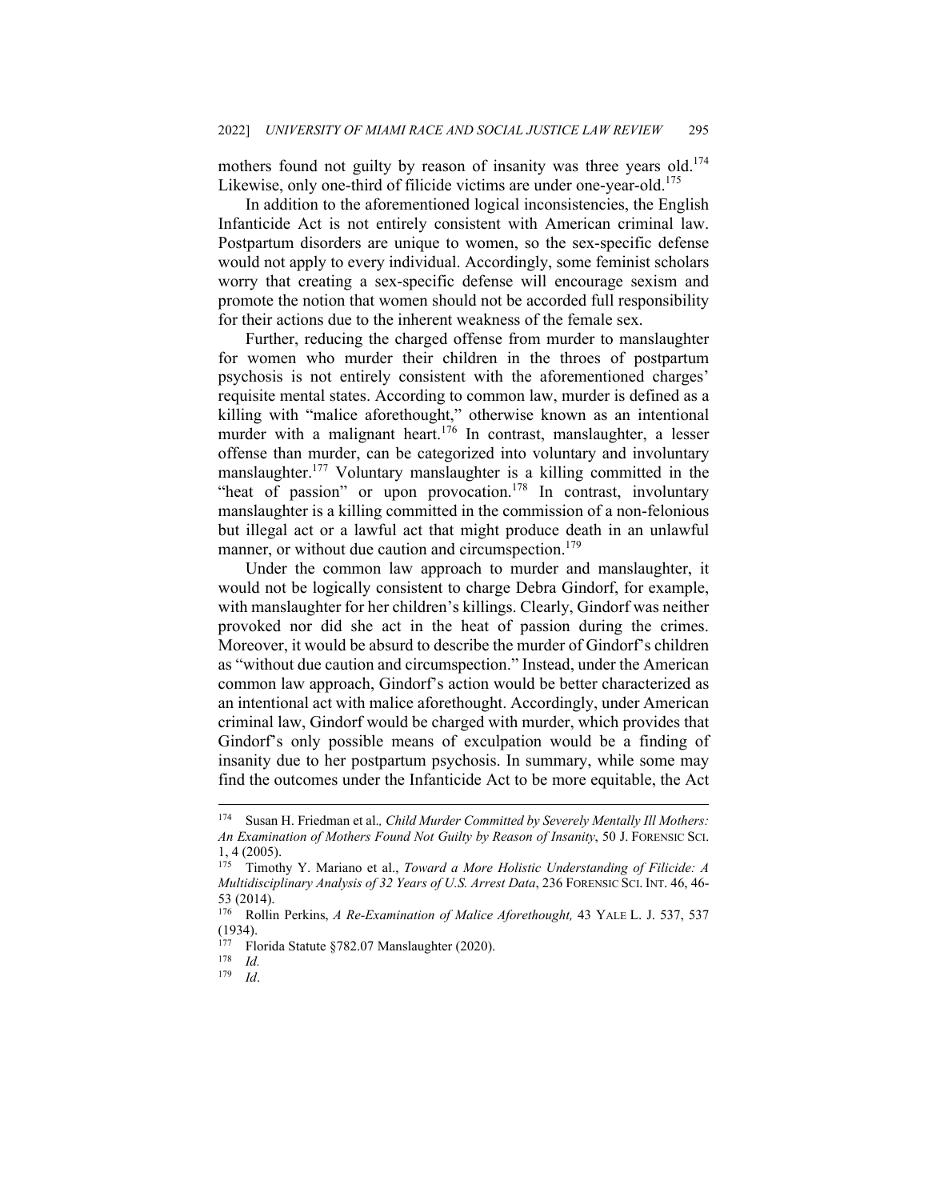mothers found not guilty by reason of insanity was three years old.[174] Likewise, only one-third of filicide victims are under one-year-old.[175]

In addition to the aforementioned logical inconsistencies, the English Infanticide Act is not entirely consistent with American criminal law. Postpartum disorders are unique to women, so the sex-specific defense would not apply to every individual. Accordingly, some feminist scholars worry that creating a sex-specific defense will encourage sexism and promote the notion that women should not be accorded full responsibility for their actions due to the inherent weakness of the female sex.

Further, reducing the charged offense from murder to manslaughter for women who murder their children in the throes of postpartum psychosis is not entirely consistent with the aforementioned charges' requisite mental states. According to common law, murder is defined as a killing with "malice aforethought," otherwise known as an intentional murder with a malignant heart.[176] In contrast, manslaughter, a lesser offense than murder, can be categorized into voluntary and involuntary manslaughter.[177] Voluntary manslaughter is a killing committed in the "heat of passion" or upon provocation.[178] In contrast, involuntary manslaughter is a killing committed in the commission of a non-felonious but illegal act or a lawful act that might produce death in an unlawful manner, or without due caution and circumspection.[179]

Under the common law approach to murder and manslaughter, it would not be logically consistent to charge Debra Gindorf, for example, with manslaughter for her children's killings. Clearly, Gindorf was neither provoked nor did she act in the heat of passion during the crimes. Moreover, it would be absurd to describe the murder of Gindorf's children as "without due caution and circumspection." Instead, under the American common law approach, Gindorf's action would be better characterized as an intentional act with malice aforethought. Accordingly, under American criminal law, Gindorf would be charged with murder, which provides that Gindorf's only possible means of exculpation would be a finding of insanity due to her postpartum psychosis. In summary, while some may find the outcomes under the Infanticide Act to be more equitable, the Act

---

[174] Susan H. Friedman et al., *Child Murder Committed by Severely Mentally Ill Mothers: An Examination of Mothers Found Not Guilty by Reason of Insanity*, 50 J. FORENSIC SCI. 1, 4 (2005).

[175] Timothy Y. Mariano et al., *Toward a More Holistic Understanding of Filicide: A Multidisciplinary Analysis of 32 Years of U.S. Arrest Data*, 236 FORENSIC SCI. INT. 46, 46-53 (2014).

[176] Rollin Perkins, *A Re-Examination of Malice Aforethought,* 43 YALE L. J. 537, 537 (1934).

[177] Florida Statute §782.07 Manslaughter (2020).

[178] *Id.*

[179] *Id*.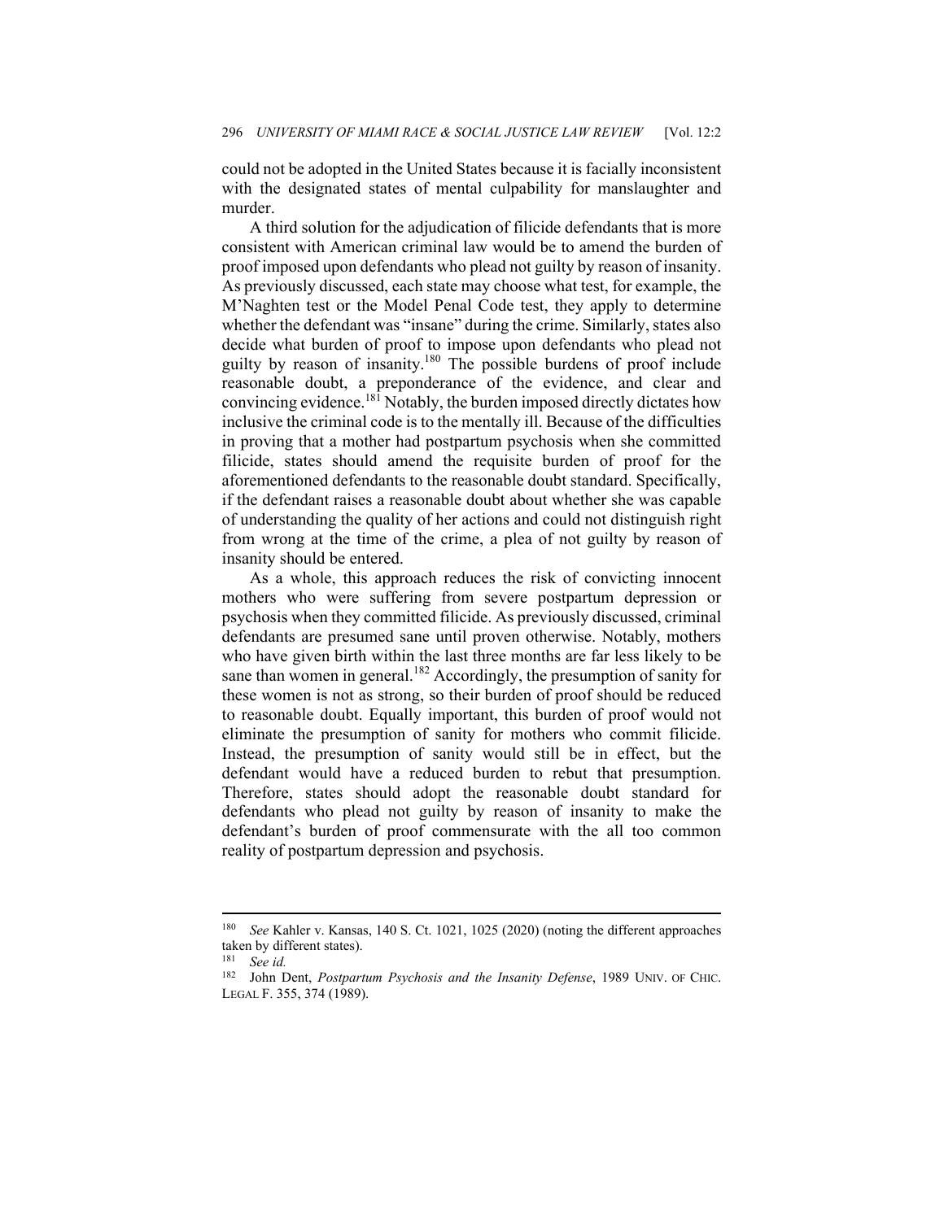could not be adopted in the United States because it is facially inconsistent with the designated states of mental culpability for manslaughter and murder.

A third solution for the adjudication of filicide defendants that is more consistent with American criminal law would be to amend the burden of proof imposed upon defendants who plead not guilty by reason of insanity. As previously discussed, each state may choose what test, for example, the M'Naghten test or the Model Penal Code test, they apply to determine whether the defendant was "insane" during the crime. Similarly, states also decide what burden of proof to impose upon defendants who plead not guilty by reason of insanity.[180] The possible burdens of proof include reasonable doubt, a preponderance of the evidence, and clear and convincing evidence.[181] Notably, the burden imposed directly dictates how inclusive the criminal code is to the mentally ill. Because of the difficulties in proving that a mother had postpartum psychosis when she committed filicide, states should amend the requisite burden of proof for the aforementioned defendants to the reasonable doubt standard. Specifically, if the defendant raises a reasonable doubt about whether she was capable of understanding the quality of her actions and could not distinguish right from wrong at the time of the crime, a plea of not guilty by reason of insanity should be entered.

As a whole, this approach reduces the risk of convicting innocent mothers who were suffering from severe postpartum depression or psychosis when they committed filicide. As previously discussed, criminal defendants are presumed sane until proven otherwise. Notably, mothers who have given birth within the last three months are far less likely to be sane than women in general.[182] Accordingly, the presumption of sanity for these women is not as strong, so their burden of proof should be reduced to reasonable doubt. Equally important, this burden of proof would not eliminate the presumption of sanity for mothers who commit filicide. Instead, the presumption of sanity would still be in effect, but the defendant would have a reduced burden to rebut that presumption. Therefore, states should adopt the reasonable doubt standard for defendants who plead not guilty by reason of insanity to make the defendant's burden of proof commensurate with the all too common reality of postpartum depression and psychosis.

---

[180] *See* Kahler v. Kansas, 140 S. Ct. 1021, 1025 (2020) (noting the different approaches taken by different states).

[181] *See id.*

[182] John Dent, *Postpartum Psychosis and the Insanity Defense*, 1989 UNIV. OF CHIC. LEGAL F. 355, 374 (1989).